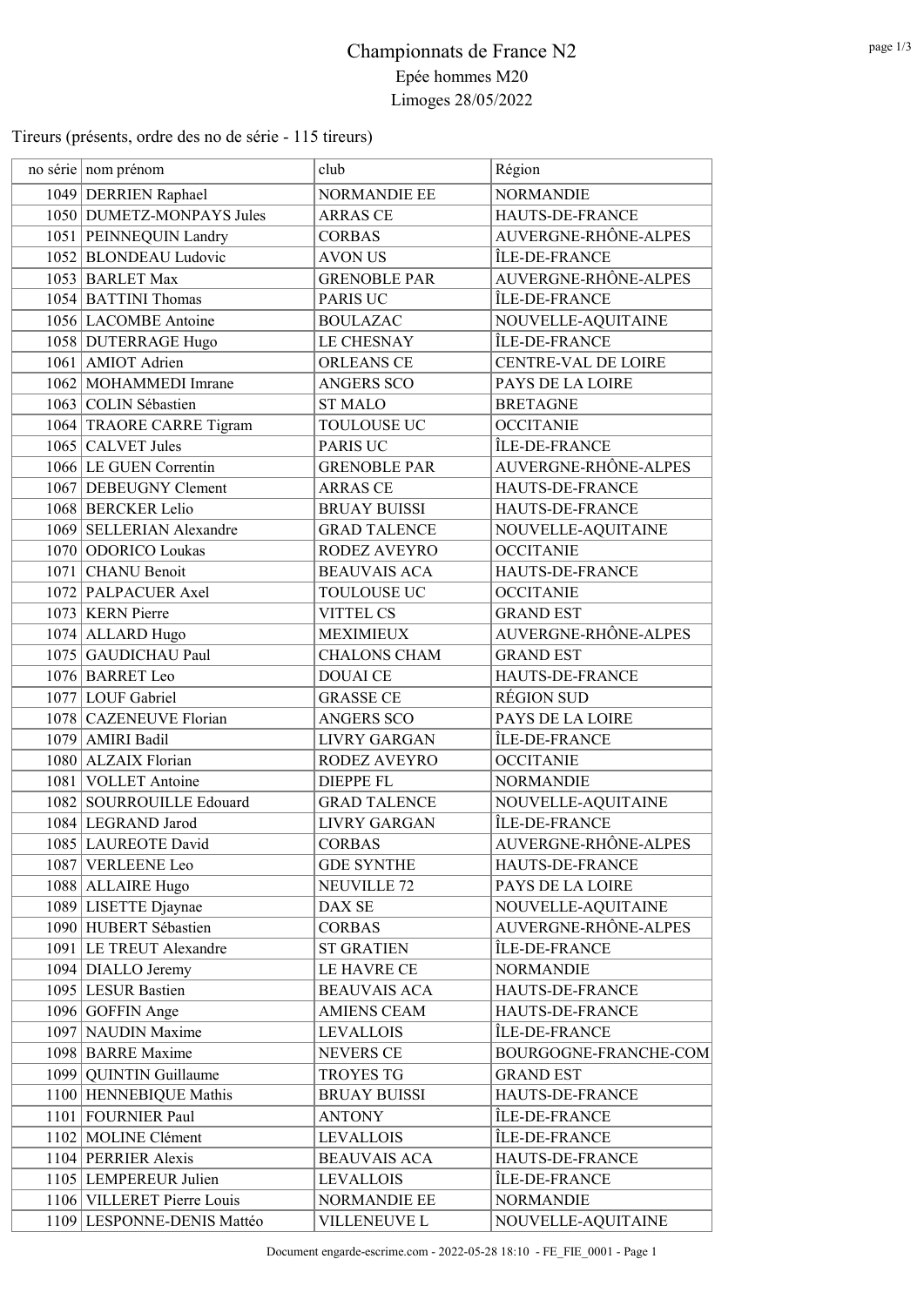# Championnats de France N2

## Epée hommes M20

## Limoges 28/05/2022

Tireurs (présents, ordre des no de série - 115 tireurs)

| no série | nom prénom | club | Région |
|---|---|---|---|
| 1049 | DERRIEN Raphael | NORMANDIE EE | NORMANDIE |
| 1050 | DUMETZ-MONPAYS Jules | ARRAS CE | HAUTS-DE-FRANCE |
| 1051 | PEINNEQUIN Landry | CORBAS | AUVERGNE-RHÔNE-ALPES |
| 1052 | BLONDEAU Ludovic | AVON US | ÎLE-DE-FRANCE |
| 1053 | BARLET Max | GRENOBLE PAR | AUVERGNE-RHÔNE-ALPES |
| 1054 | BATTINI Thomas | PARIS UC | ÎLE-DE-FRANCE |
| 1056 | LACOMBE Antoine | BOULAZAC | NOUVELLE-AQUITAINE |
| 1058 | DUTERRAGE Hugo | LE CHESNAY | ÎLE-DE-FRANCE |
| 1061 | AMIOT Adrien | ORLEANS CE | CENTRE-VAL DE LOIRE |
| 1062 | MOHAMMEDI Imrane | ANGERS SCO | PAYS DE LA LOIRE |
| 1063 | COLIN Sébastien | ST MALO | BRETAGNE |
| 1064 | TRAORE CARRE Tigram | TOULOUSE UC | OCCITANIE |
| 1065 | CALVET Jules | PARIS UC | ÎLE-DE-FRANCE |
| 1066 | LE GUEN Correntin | GRENOBLE PAR | AUVERGNE-RHÔNE-ALPES |
| 1067 | DEBEUGNY Clement | ARRAS CE | HAUTS-DE-FRANCE |
| 1068 | BERCKER Lelio | BRUAY BUISSI | HAUTS-DE-FRANCE |
| 1069 | SELLERIAN Alexandre | GRAD TALENCE | NOUVELLE-AQUITAINE |
| 1070 | ODORICO Loukas | RODEZ AVEYRO | OCCITANIE |
| 1071 | CHANU Benoit | BEAUVAIS ACA | HAUTS-DE-FRANCE |
| 1072 | PALPACUER Axel | TOULOUSE UC | OCCITANIE |
| 1073 | KERN Pierre | VITTEL CS | GRAND EST |
| 1074 | ALLARD Hugo | MEXIMIEUX | AUVERGNE-RHÔNE-ALPES |
| 1075 | GAUDICHAU Paul | CHALONS CHAM | GRAND EST |
| 1076 | BARRET Leo | DOUAI CE | HAUTS-DE-FRANCE |
| 1077 | LOUF Gabriel | GRASSE CE | RÉGION SUD |
| 1078 | CAZENEUVE Florian | ANGERS SCO | PAYS DE LA LOIRE |
| 1079 | AMIRI Badil | LIVRY GARGAN | ÎLE-DE-FRANCE |
| 1080 | ALZAIX Florian | RODEZ AVEYRO | OCCITANIE |
| 1081 | VOLLET Antoine | DIEPPE FL | NORMANDIE |
| 1082 | SOURROUILLE Edouard | GRAD TALENCE | NOUVELLE-AQUITAINE |
| 1084 | LEGRAND Jarod | LIVRY GARGAN | ÎLE-DE-FRANCE |
| 1085 | LAUREOTE David | CORBAS | AUVERGNE-RHÔNE-ALPES |
| 1087 | VERLEENE Leo | GDE SYNTHE | HAUTS-DE-FRANCE |
| 1088 | ALLAIRE Hugo | NEUVILLE 72 | PAYS DE LA LOIRE |
| 1089 | LISETTE Djaynae | DAX SE | NOUVELLE-AQUITAINE |
| 1090 | HUBERT Sébastien | CORBAS | AUVERGNE-RHÔNE-ALPES |
| 1091 | LE TREUT Alexandre | ST GRATIEN | ÎLE-DE-FRANCE |
| 1094 | DIALLO Jeremy | LE HAVRE CE | NORMANDIE |
| 1095 | LESUR Bastien | BEAUVAIS ACA | HAUTS-DE-FRANCE |
| 1096 | GOFFIN Ange | AMIENS CEAM | HAUTS-DE-FRANCE |
| 1097 | NAUDIN Maxime | LEVALLOIS | ÎLE-DE-FRANCE |
| 1098 | BARRE Maxime | NEVERS CE | BOURGOGNE-FRANCHE-COM |
| 1099 | QUINTIN Guillaume | TROYES TG | GRAND EST |
| 1100 | HENNEBIQUE Mathis | BRUAY BUISSI | HAUTS-DE-FRANCE |
| 1101 | FOURNIER Paul | ANTONY | ÎLE-DE-FRANCE |
| 1102 | MOLINE Clément | LEVALLOIS | ÎLE-DE-FRANCE |
| 1104 | PERRIER Alexis | BEAUVAIS ACA | HAUTS-DE-FRANCE |
| 1105 | LEMPEREUR Julien | LEVALLOIS | ÎLE-DE-FRANCE |
| 1106 | VILLERET Pierre Louis | NORMANDIE EE | NORMANDIE |
| 1109 | LESPONNE-DENIS Mattéo | VILLENEUVE L | NOUVELLE-AQUITAINE |

Document engarde-escrime.com - 2022-05-28 18:10 - FE_FIE_0001 - Page 1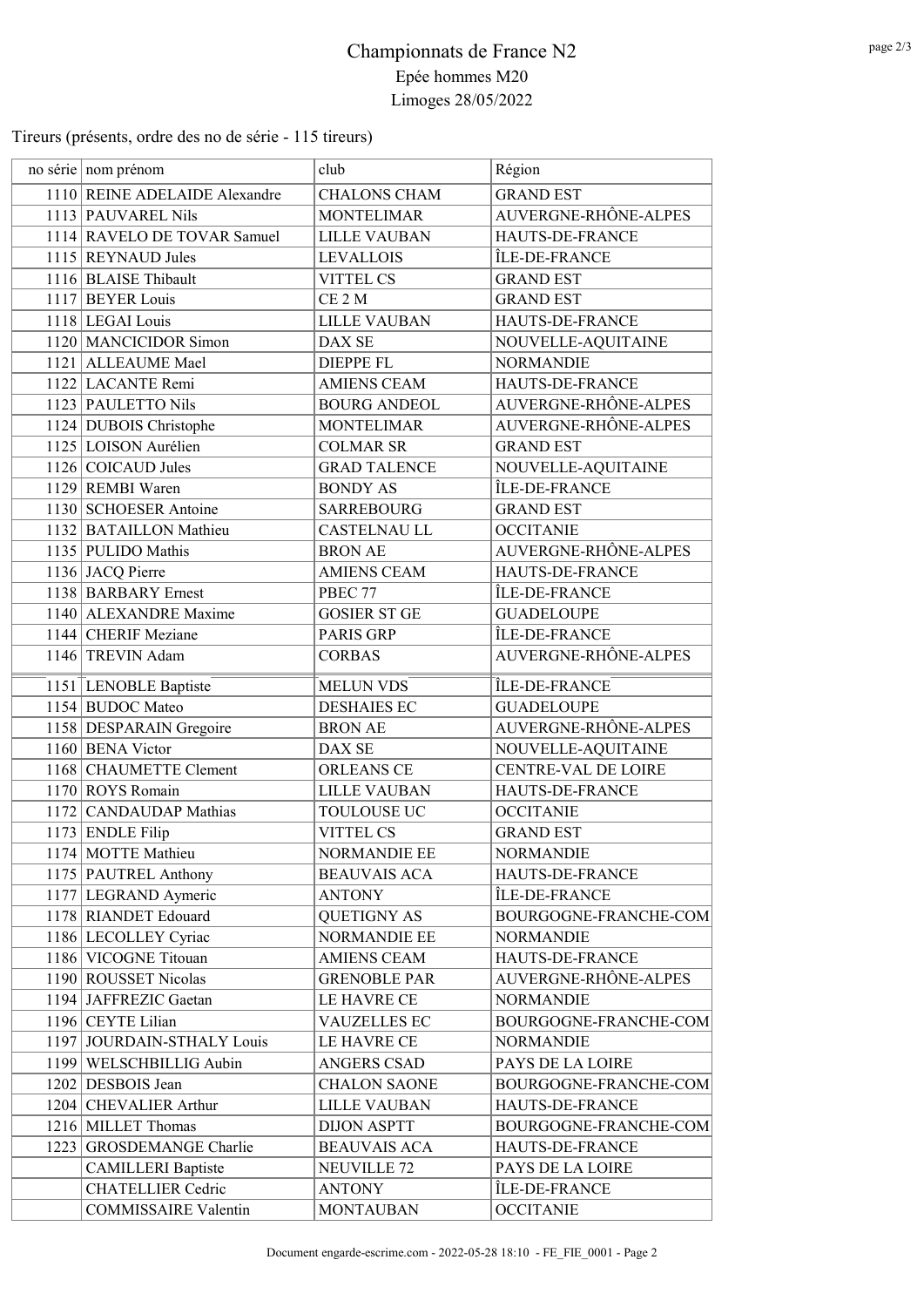# Championnats de France N2

Epée hommes M20

Limoges 28/05/2022

Tireurs (présents, ordre des no de série - 115 tireurs)

| no série | nom prénom | club | Région |
|---|---|---|---|
| 1110 | REINE ADELAIDE Alexandre | CHALONS CHAM | GRAND EST |
| 1113 | PAUVAREL Nils | MONTELIMAR | AUVERGNE-RHÔNE-ALPES |
| 1114 | RAVELO DE TOVAR Samuel | LILLE VAUBAN | HAUTS-DE-FRANCE |
| 1115 | REYNAUD Jules | LEVALLOIS | ÎLE-DE-FRANCE |
| 1116 | BLAISE Thibault | VITTEL CS | GRAND EST |
| 1117 | BEYER Louis | CE 2 M | GRAND EST |
| 1118 | LEGAI Louis | LILLE VAUBAN | HAUTS-DE-FRANCE |
| 1120 | MANCICIDOR Simon | DAX SE | NOUVELLE-AQUITAINE |
| 1121 | ALLEAUME Mael | DIEPPE FL | NORMANDIE |
| 1122 | LACANTE Remi | AMIENS CEAM | HAUTS-DE-FRANCE |
| 1123 | PAULETTO Nils | BOURG ANDEOL | AUVERGNE-RHÔNE-ALPES |
| 1124 | DUBOIS Christophe | MONTELIMAR | AUVERGNE-RHÔNE-ALPES |
| 1125 | LOISON Aurélien | COLMAR SR | GRAND EST |
| 1126 | COICAUD Jules | GRAD TALENCE | NOUVELLE-AQUITAINE |
| 1129 | REMBI Waren | BONDY AS | ÎLE-DE-FRANCE |
| 1130 | SCHOESER Antoine | SARREBOURG | GRAND EST |
| 1132 | BATAILLON Mathieu | CASTELNAU LL | OCCITANIE |
| 1135 | PULIDO Mathis | BRON AE | AUVERGNE-RHÔNE-ALPES |
| 1136 | JACQ Pierre | AMIENS CEAM | HAUTS-DE-FRANCE |
| 1138 | BARBARY Ernest | PBEC 77 | ÎLE-DE-FRANCE |
| 1140 | ALEXANDRE Maxime | GOSIER ST GE | GUADELOUPE |
| 1144 | CHERIF Meziane | PARIS GRP | ÎLE-DE-FRANCE |
| 1146 | TREVIN Adam | CORBAS | AUVERGNE-RHÔNE-ALPES |
| 1151 | LENOBLE Baptiste | MELUN VDS | ÎLE-DE-FRANCE |
| 1154 | BUDOC Mateo | DESHAIES EC | GUADELOUPE |
| 1158 | DESPARAIN Gregoire | BRON AE | AUVERGNE-RHÔNE-ALPES |
| 1160 | BENA Victor | DAX SE | NOUVELLE-AQUITAINE |
| 1168 | CHAUMETTE Clement | ORLEANS CE | CENTRE-VAL DE LOIRE |
| 1170 | ROYS Romain | LILLE VAUBAN | HAUTS-DE-FRANCE |
| 1172 | CANDAUDAP Mathias | TOULOUSE UC | OCCITANIE |
| 1173 | ENDLE Filip | VITTEL CS | GRAND EST |
| 1174 | MOTTE Mathieu | NORMANDIE EE | NORMANDIE |
| 1175 | PAUTREL Anthony | BEAUVAIS ACA | HAUTS-DE-FRANCE |
| 1177 | LEGRAND Aymeric | ANTONY | ÎLE-DE-FRANCE |
| 1178 | RIANDET Edouard | QUETIGNY AS | BOURGOGNE-FRANCHE-COM |
| 1186 | LECOLLEY Cyriac | NORMANDIE EE | NORMANDIE |
| 1186 | VICOGNE Titouan | AMIENS CEAM | HAUTS-DE-FRANCE |
| 1190 | ROUSSET Nicolas | GRENOBLE PAR | AUVERGNE-RHÔNE-ALPES |
| 1194 | JAFFREZIC Gaetan | LE HAVRE CE | NORMANDIE |
| 1196 | CEYTE Lilian | VAUZELLES EC | BOURGOGNE-FRANCHE-COM |
| 1197 | JOURDAIN-STHALY Louis | LE HAVRE CE | NORMANDIE |
| 1199 | WELSCHBILLIG Aubin | ANGERS CSAD | PAYS DE LA LOIRE |
| 1202 | DESBOIS Jean | CHALON SAONE | BOURGOGNE-FRANCHE-COM |
| 1204 | CHEVALIER Arthur | LILLE VAUBAN | HAUTS-DE-FRANCE |
| 1216 | MILLET Thomas | DIJON ASPTT | BOURGOGNE-FRANCHE-COM |
| 1223 | GROSDEMANGE Charlie | BEAUVAIS ACA | HAUTS-DE-FRANCE |
| | CAMILLERI Baptiste | NEUVILLE 72 | PAYS DE LA LOIRE |
| | CHATELLIER Cedric | ANTONY | ÎLE-DE-FRANCE |
| | COMMISSAIRE Valentin | MONTAUBAN | OCCITANIE |

Document engarde-escrime.com - 2022-05-28 18:10 - FE_FIE_0001 - Page 2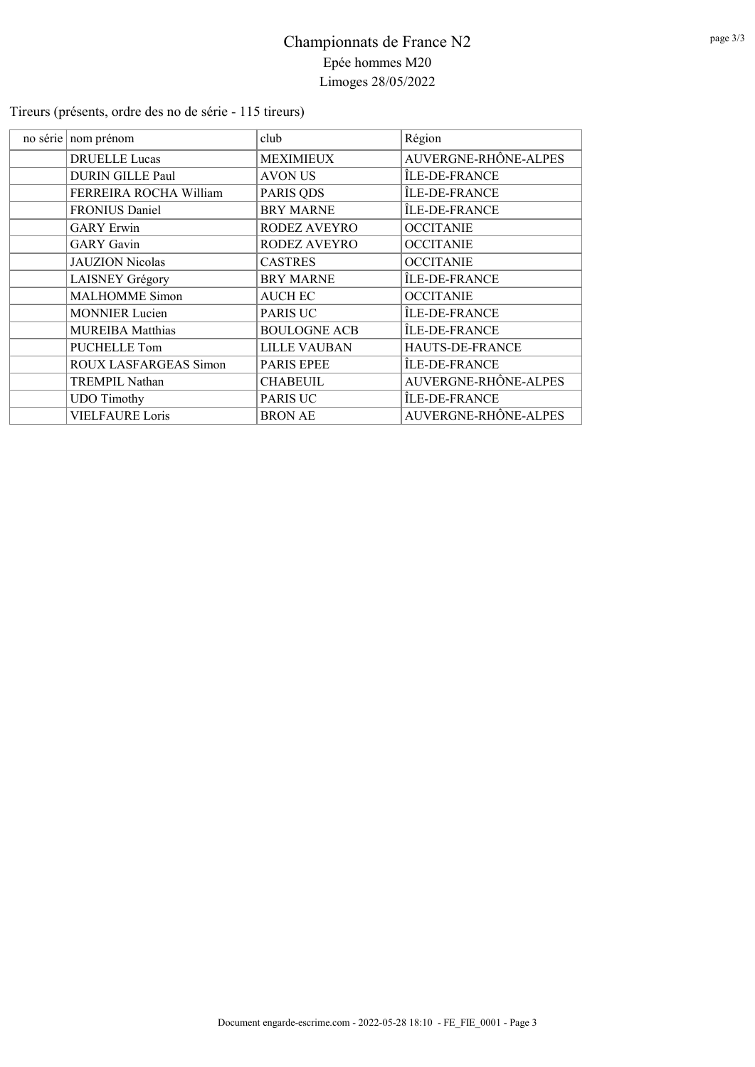# Championnats de France N2

Epée hommes M20

Limoges 28/05/2022

Tireurs (présents, ordre des no de série - 115 tireurs)

| no série | nom prénom | club | Région |
|---|---|---|---|
| | DRUELLE Lucas | MEXIMIEUX | AUVERGNE-RHÔNE-ALPES |
| | DURIN GILLE Paul | AVON US | ÎLE-DE-FRANCE |
| | FERREIRA ROCHA William | PARIS QDS | ÎLE-DE-FRANCE |
| | FRONIUS Daniel | BRY MARNE | ÎLE-DE-FRANCE |
| | GARY Erwin | RODEZ AVEYRO | OCCITANIE |
| | GARY Gavin | RODEZ AVEYRO | OCCITANIE |
| | JAUZION Nicolas | CASTRES | OCCITANIE |
| | LAISNEY Grégory | BRY MARNE | ÎLE-DE-FRANCE |
| | MALHOMME Simon | AUCH EC | OCCITANIE |
| | MONNIER Lucien | PARIS UC | ÎLE-DE-FRANCE |
| | MUREIBA Matthias | BOULOGNE ACB | ÎLE-DE-FRANCE |
| | PUCHELLE Tom | LILLE VAUBAN | HAUTS-DE-FRANCE |
| | ROUX LASFARGEAS Simon | PARIS EPEE | ÎLE-DE-FRANCE |
| | TREMPIL Nathan | CHABEUIL | AUVERGNE-RHÔNE-ALPES |
| | UDO Timothy | PARIS UC | ÎLE-DE-FRANCE |
| | VIELFAURE Loris | BRON AE | AUVERGNE-RHÔNE-ALPES |

Document engarde-escrime.com - 2022-05-28 18:10 - FE_FIE_0001 - Page 3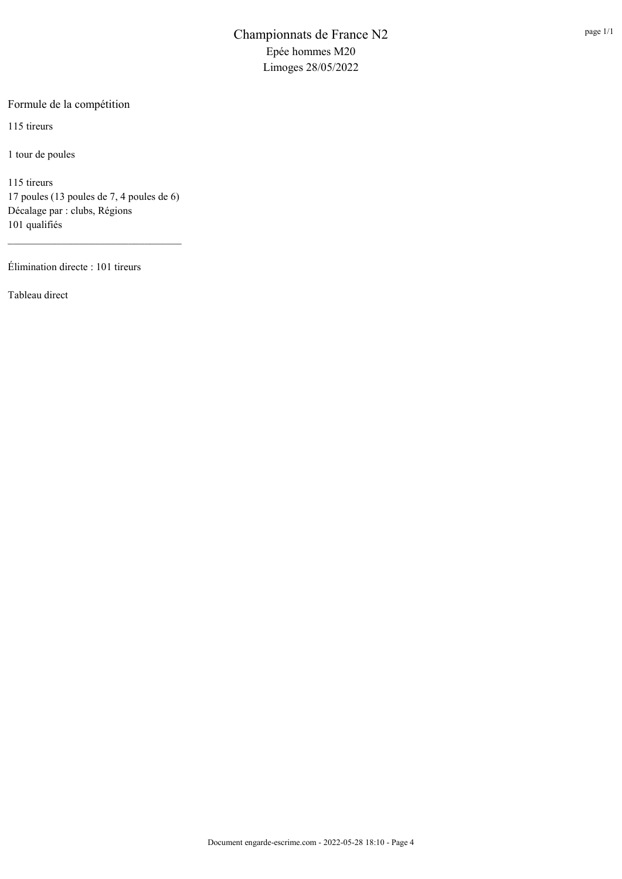# Championnats de France N2

Epée hommes M20

Limoges 28/05/2022

## Formule de la compétition

115 tireurs

1 tour de poules

115 tireurs
17 poules (13 poules de 7, 4 poules de 6)
Décalage par : clubs, Régions
101 qualifiés

---

Élimination directe : 101 tireurs

Tableau direct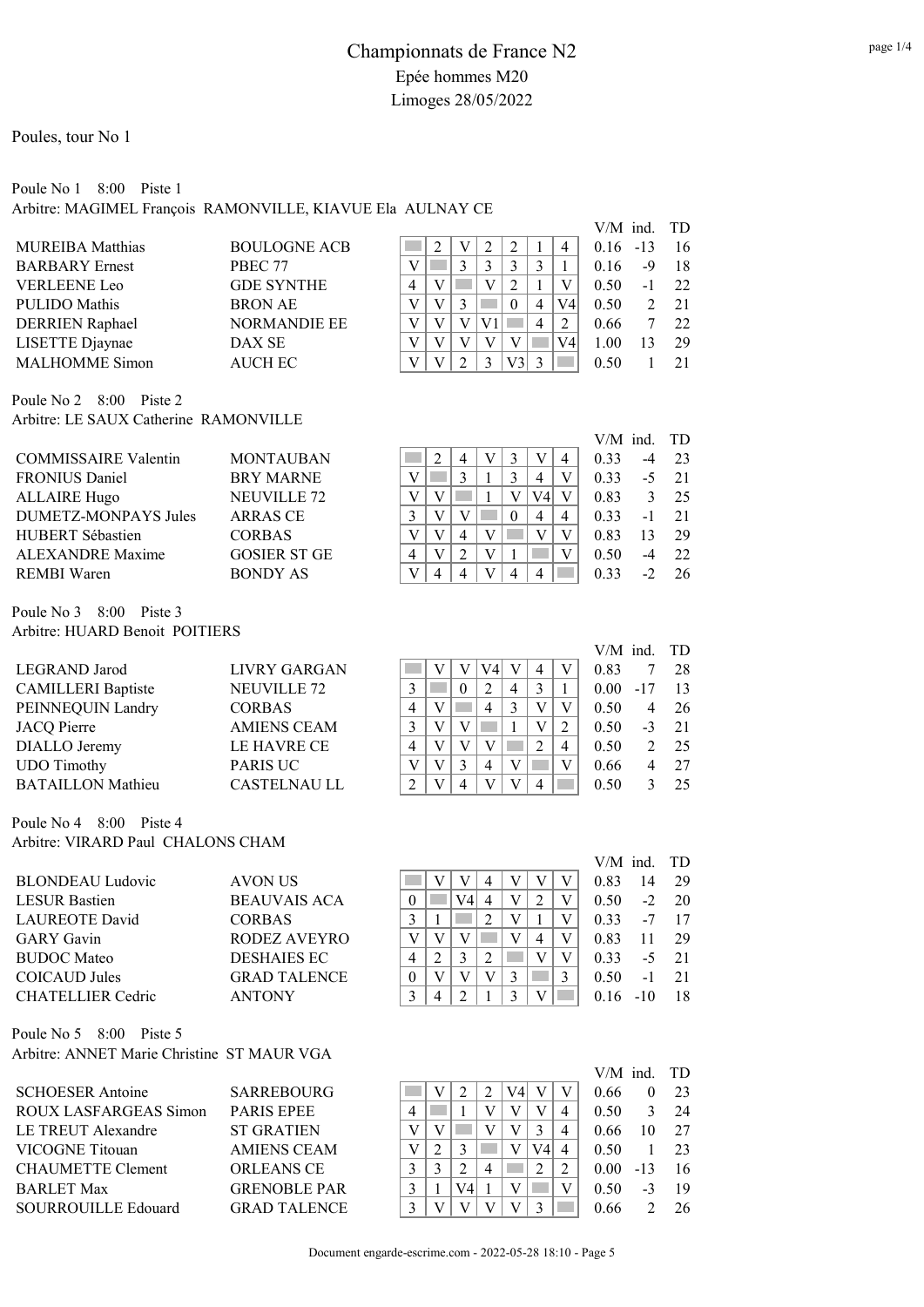# Championnats de France N2

## Epée hommes M20

## Limoges 28/05/2022

### Poules, tour No 1

**Poule No 1 8:00 Piste 1**
Arbitre: MAGIMEL François RAMONVILLE, KIAVUE Ela AULNAY CE

| Nom | Club | 1 | 2 | 3 | 4 | 5 | 6 | 7 | V/M | ind. | TD |
|---|---|---|---|---|---|---|---|---|---|---|---|
| MUREIBA Matthias | BOULOGNE ACB | | 2 | V | 2 | 2 | 1 | 4 | 0.16 | -13 | 16 |
| BARBARY Ernest | PBEC 77 | V | | 3 | 3 | 3 | 3 | 1 | 0.16 | -9 | 18 |
| VERLEENE Leo | GDE SYNTHE | 4 | V | | V | 2 | 1 | V | 0.50 | -1 | 22 |
| PULIDO Mathis | BRON AE | V | V | 3 | | 0 | 4 | V4 | 0.50 | 2 | 21 |
| DERRIEN Raphael | NORMANDIE EE | V | V | V | V1 | | 4 | 2 | 0.66 | 7 | 22 |
| LISETTE Djaynae | DAX SE | V | V | V | V | V | | V4 | 1.00 | 13 | 29 |
| MALHOMME Simon | AUCH EC | V | V | 2 | 3 | V3 | 3 | | 0.50 | 1 | 21 |

**Poule No 2 8:00 Piste 2**
Arbitre: LE SAUX Catherine RAMONVILLE

| Nom | Club | 1 | 2 | 3 | 4 | 5 | 6 | 7 | V/M | ind. | TD |
|---|---|---|---|---|---|---|---|---|---|---|---|
| COMMISSAIRE Valentin | MONTAUBAN | | 2 | 4 | V | 3 | V | 4 | 0.33 | -4 | 23 |
| FRONIUS Daniel | BRY MARNE | V | | 3 | 1 | 3 | 4 | V | 0.33 | -5 | 21 |
| ALLAIRE Hugo | NEUVILLE 72 | V | V | | 1 | V | V4 | V | 0.83 | 3 | 25 |
| DUMETZ-MONPAYS Jules | ARRAS CE | 3 | V | V | | 0 | 4 | 4 | 0.33 | -1 | 21 |
| HUBERT Sébastien | CORBAS | V | V | 4 | V | | V | V | 0.83 | 13 | 29 |
| ALEXANDRE Maxime | GOSIER ST GE | 4 | V | 2 | V | 1 | | V | 0.50 | -4 | 22 |
| REMBI Waren | BONDY AS | V | 4 | 4 | V | 4 | 4 | | 0.33 | -2 | 26 |

**Poule No 3 8:00 Piste 3**
Arbitre: HUARD Benoit POITIERS

| Nom | Club | 1 | 2 | 3 | 4 | 5 | 6 | 7 | V/M | ind. | TD |
|---|---|---|---|---|---|---|---|---|---|---|---|
| LEGRAND Jarod | LIVRY GARGAN | | V | V | V4 | V | 4 | V | 0.83 | 7 | 28 |
| CAMILLERI Baptiste | NEUVILLE 72 | 3 | | 0 | 2 | 4 | 3 | 1 | 0.00 | -17 | 13 |
| PEINNEQUIN Landry | CORBAS | 4 | V | | 4 | 3 | V | V | 0.50 | 4 | 26 |
| JACQ Pierre | AMIENS CEAM | 3 | V | V | | 1 | V | 2 | 0.50 | -3 | 21 |
| DIALLO Jeremy | LE HAVRE CE | 4 | V | V | V | | 2 | 4 | 0.50 | 2 | 25 |
| UDO Timothy | PARIS UC | V | V | 3 | 4 | V | | V | 0.66 | 4 | 27 |
| BATAILLON Mathieu | CASTELNAU LL | 2 | V | 4 | V | V | 4 | | 0.50 | 3 | 25 |

**Poule No 4 8:00 Piste 4**
Arbitre: VIRARD Paul CHALONS CHAM

| Nom | Club | 1 | 2 | 3 | 4 | 5 | 6 | 7 | V/M | ind. | TD |
|---|---|---|---|---|---|---|---|---|---|---|---|
| BLONDEAU Ludovic | AVON US | | V | V | 4 | V | V | V | 0.83 | 14 | 29 |
| LESUR Bastien | BEAUVAIS ACA | 0 | | V4 | 4 | V | 2 | V | 0.50 | -2 | 20 |
| LAUREOTE David | CORBAS | 3 | 1 | | 2 | V | 1 | V | 0.33 | -7 | 17 |
| GARY Gavin | RODEZ AVEYRO | V | V | V | | V | 4 | V | 0.83 | 11 | 29 |
| BUDOC Mateo | DESHAIES EC | 4 | 2 | 3 | 2 | | V | V | 0.33 | -5 | 21 |
| COICAUD Jules | GRAD TALENCE | 0 | V | V | V | 3 | | 3 | 0.50 | -1 | 21 |
| CHATELLIER Cedric | ANTONY | 3 | 4 | 2 | 1 | 3 | V | | 0.16 | -10 | 18 |

**Poule No 5 8:00 Piste 5**
Arbitre: ANNET Marie Christine ST MAUR VGA

| Nom | Club | 1 | 2 | 3 | 4 | 5 | 6 | 7 | V/M | ind. | TD |
|---|---|---|---|---|---|---|---|---|---|---|---|
| SCHOESER Antoine | SARREBOURG | | V | 2 | 2 | V4 | V | V | 0.66 | 0 | 23 |
| ROUX LASFARGEAS Simon | PARIS EPEE | 4 | | 1 | V | V | V | 4 | 0.50 | 3 | 24 |
| LE TREUT Alexandre | ST GRATIEN | V | V | | V | V | 3 | 4 | 0.66 | 10 | 27 |
| VICOGNE Titouan | AMIENS CEAM | V | 2 | 3 | | V | V4 | 4 | 0.50 | 1 | 23 |
| CHAUMETTE Clement | ORLEANS CE | 3 | 3 | 2 | 4 | | 2 | 2 | 0.00 | -13 | 16 |
| BARLET Max | GRENOBLE PAR | 3 | 1 | V4 | 1 | V | | V | 0.50 | -3 | 19 |
| SOURROUILLE Edouard | GRAD TALENCE | 3 | V | V | V | V | 3 | | 0.66 | 2 | 26 |

Document engarde-escrime.com - 2022-05-28 18:10 - Page 5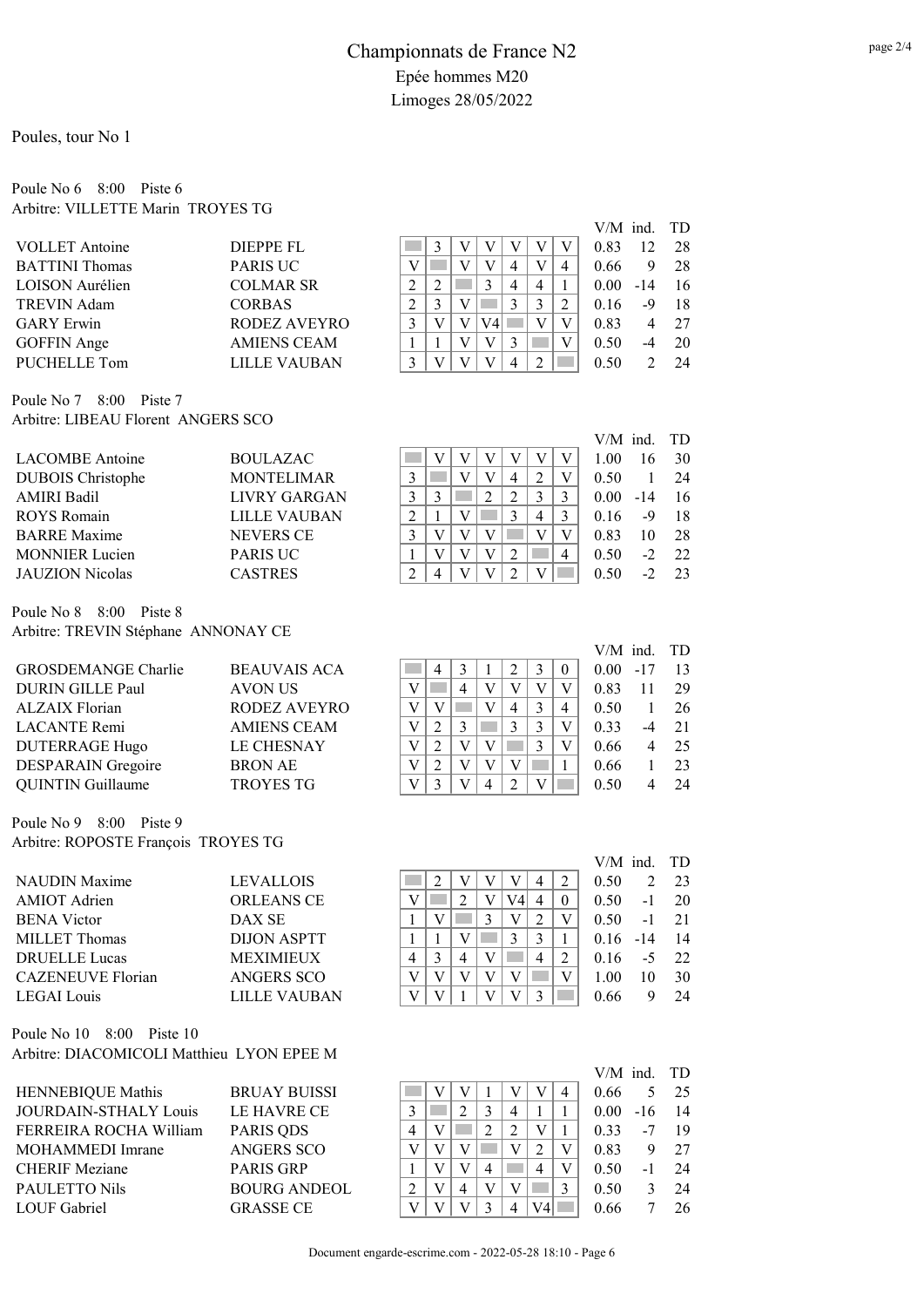# Championnats de France N2

## Epée hommes M20

## Limoges 28/05/2022

Poules, tour No 1

### Poule No 6 8:00 Piste 6

Arbitre: VILLETTE Marin TROYES TG

| Nom | Club | 1 | 2 | 3 | 4 | 5 | 6 | 7 | V/M | ind. | TD |
|---|---|---|---|---|---|---|---|---|---|---|---|
| VOLLET Antoine | DIEPPE FL | | 3 | V | V | V | V | V | 0.83 | 12 | 28 |
| BATTINI Thomas | PARIS UC | V | | V | V | 4 | V | 4 | 0.66 | 9 | 28 |
| LOISON Aurélien | COLMAR SR | 2 | 2 | | 3 | 4 | 4 | 1 | 0.00 | -14 | 16 |
| TREVIN Adam | CORBAS | 2 | 3 | V | | 3 | 3 | 2 | 0.16 | -9 | 18 |
| GARY Erwin | RODEZ AVEYRO | 3 | V | V | V4 | | V | V | 0.83 | 4 | 27 |
| GOFFIN Ange | AMIENS CEAM | 1 | 1 | V | V | 3 | | V | 0.50 | -4 | 20 |
| PUCHELLE Tom | LILLE VAUBAN | 3 | V | V | V | 4 | 2 | | 0.50 | 2 | 24 |

### Poule No 7 8:00 Piste 7

Arbitre: LIBEAU Florent ANGERS SCO

| Nom | Club | 1 | 2 | 3 | 4 | 5 | 6 | 7 | V/M | ind. | TD |
|---|---|---|---|---|---|---|---|---|---|---|---|
| LACOMBE Antoine | BOULAZAC | | V | V | V | V | V | V | 1.00 | 16 | 30 |
| DUBOIS Christophe | MONTELIMAR | 3 | | V | V | 4 | 2 | V | 0.50 | 1 | 24 |
| AMIRI Badil | LIVRY GARGAN | 3 | 3 | | 2 | 2 | 3 | 3 | 0.00 | -14 | 16 |
| ROYS Romain | LILLE VAUBAN | 2 | 1 | V | | 3 | 4 | 3 | 0.16 | -9 | 18 |
| BARRE Maxime | NEVERS CE | 3 | V | V | V | | V | V | 0.83 | 10 | 28 |
| MONNIER Lucien | PARIS UC | 1 | V | V | V | 2 | | 4 | 0.50 | -2 | 22 |
| JAUZION Nicolas | CASTRES | 2 | 4 | V | V | 2 | V | | 0.50 | -2 | 23 |

### Poule No 8 8:00 Piste 8

Arbitre: TREVIN Stéphane ANNONAY CE

| Nom | Club | 1 | 2 | 3 | 4 | 5 | 6 | 7 | V/M | ind. | TD |
|---|---|---|---|---|---|---|---|---|---|---|---|
| GROSDEMANGE Charlie | BEAUVAIS ACA | | 4 | 3 | 1 | 2 | 3 | 0 | 0.00 | -17 | 13 |
| DURIN GILLE Paul | AVON US | V | | 4 | V | V | V | V | 0.83 | 11 | 29 |
| ALZAIX Florian | RODEZ AVEYRO | V | V | | V | 4 | 3 | 4 | 0.50 | 1 | 26 |
| LACANTE Remi | AMIENS CEAM | V | 2 | 3 | | 3 | 3 | V | 0.33 | -4 | 21 |
| DUTERRAGE Hugo | LE CHESNAY | V | 2 | V | V | | 3 | V | 0.66 | 4 | 25 |
| DESPARAIN Gregoire | BRON AE | V | 2 | V | V | V | | 1 | 0.66 | 1 | 23 |
| QUINTIN Guillaume | TROYES TG | V | 3 | V | 4 | 2 | V | | 0.50 | 4 | 24 |

### Poule No 9 8:00 Piste 9

Arbitre: ROPOSTE François TROYES TG

| Nom | Club | 1 | 2 | 3 | 4 | 5 | 6 | 7 | V/M | ind. | TD |
|---|---|---|---|---|---|---|---|---|---|---|---|
| NAUDIN Maxime | LEVALLOIS | | 2 | V | V | V | 4 | 2 | 0.50 | 2 | 23 |
| AMIOT Adrien | ORLEANS CE | V | | 2 | V | V4 | 4 | 0 | 0.50 | -1 | 20 |
| BENA Victor | DAX SE | 1 | V | | 3 | V | 2 | V | 0.50 | -1 | 21 |
| MILLET Thomas | DIJON ASPTT | 1 | 1 | V | | 3 | 3 | 1 | 0.16 | -14 | 14 |
| DRUELLE Lucas | MEXIMIEUX | 4 | 3 | 4 | V | | 4 | 2 | 0.16 | -5 | 22 |
| CAZENEUVE Florian | ANGERS SCO | V | V | V | V | V | | V | 1.00 | 10 | 30 |
| LEGAI Louis | LILLE VAUBAN | V | V | 1 | V | V | 3 | | 0.66 | 9 | 24 |

### Poule No 10 8:00 Piste 10

Arbitre: DIACOMICOLI Matthieu LYON EPEE M

| Nom | Club | 1 | 2 | 3 | 4 | 5 | 6 | 7 | V/M | ind. | TD |
|---|---|---|---|---|---|---|---|---|---|---|---|
| HENNEBIQUE Mathis | BRUAY BUISSI | | V | V | 1 | V | V | 4 | 0.66 | 5 | 25 |
| JOURDAIN-STHALY Louis | LE HAVRE CE | 3 | | 2 | 3 | 4 | 1 | 1 | 0.00 | -16 | 14 |
| FERREIRA ROCHA William | PARIS QDS | 4 | V | | 2 | 2 | V | 1 | 0.33 | -7 | 19 |
| MOHAMMEDI Imrane | ANGERS SCO | V | V | V | | V | 2 | V | 0.83 | 9 | 27 |
| CHERIF Meziane | PARIS GRP | 1 | V | V | 4 | | 4 | V | 0.50 | -1 | 24 |
| PAULETTO Nils | BOURG ANDEOL | 2 | V | 4 | V | V | | 3 | 0.50 | 3 | 24 |
| LOUF Gabriel | GRASSE CE | V | V | V | 3 | 4 | V4 | | 0.66 | 7 | 26 |

Document engarde-escrime.com - 2022-05-28 18:10 - Page 6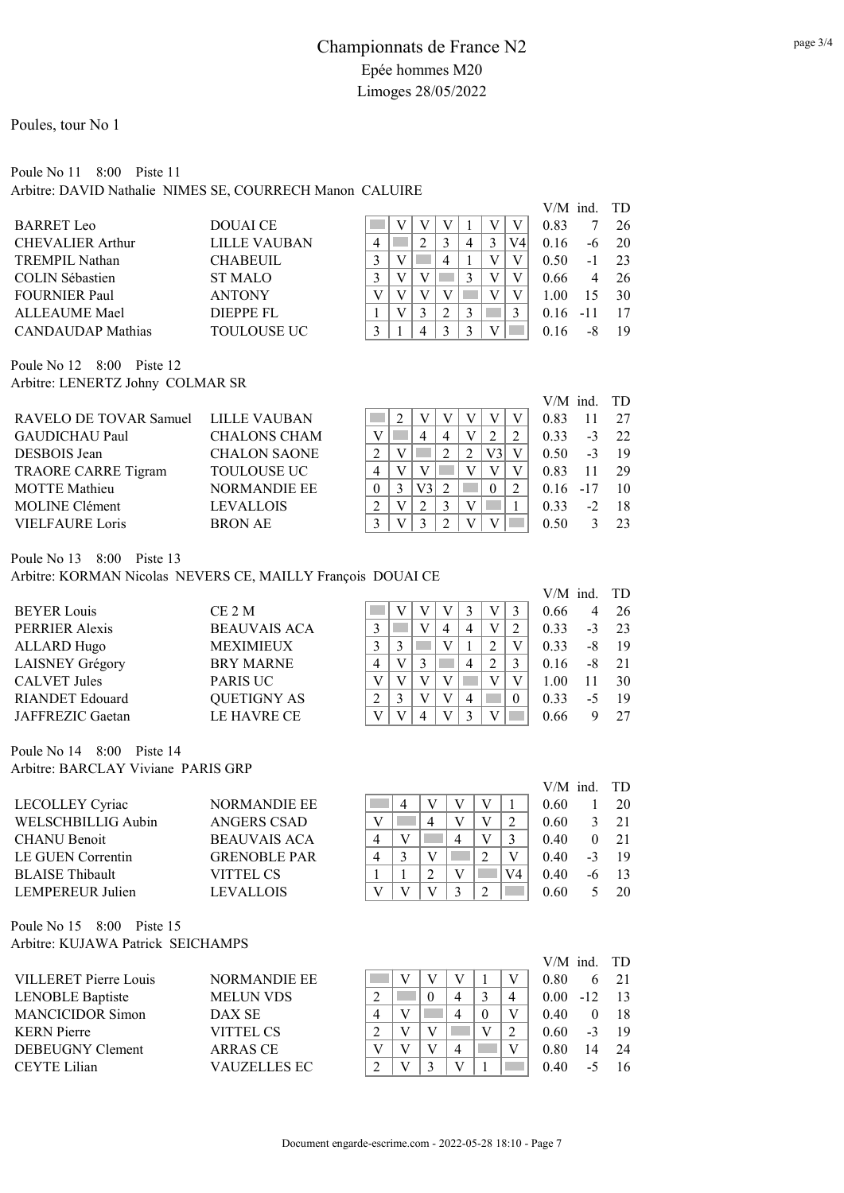# Championnats de France N2

## Epée hommes M20

## Limoges 28/05/2022

Poules, tour No 1

### Poule No 11 8:00 Piste 11

Arbitre: DAVID Nathalie NIMES SE, COURRECH Manon CALUIRE

| Nom | Club | 1 | 2 | 3 | 4 | 5 | 6 | 7 | V/M | ind. | TD |
|---|---|---|---|---|---|---|---|---|---|---|---|
| BARRET Leo | DOUAI CE | | V | V | V | 1 | V | V | 0.83 | 7 | 26 |
| CHEVALIER Arthur | LILLE VAUBAN | 4 | | 2 | 3 | 4 | 3 | V4 | 0.16 | -6 | 20 |
| TREMPIL Nathan | CHABEUIL | 3 | V | | 4 | 1 | V | V | 0.50 | -1 | 23 |
| COLIN Sébastien | ST MALO | 3 | V | V | | 3 | V | V | 0.66 | 4 | 26 |
| FOURNIER Paul | ANTONY | V | V | V | V | | V | V | 1.00 | 15 | 30 |
| ALLEAUME Mael | DIEPPE FL | 1 | V | 3 | 2 | 3 | | 3 | 0.16 | -11 | 17 |
| CANDAUDAP Mathias | TOULOUSE UC | 3 | 1 | 4 | 3 | 3 | V | | 0.16 | -8 | 19 |

### Poule No 12 8:00 Piste 12

Arbitre: LENERTZ Johny COLMAR SR

| Nom | Club | 1 | 2 | 3 | 4 | 5 | 6 | 7 | V/M | ind. | TD |
|---|---|---|---|---|---|---|---|---|---|---|---|
| RAVELO DE TOVAR Samuel | LILLE VAUBAN | | 2 | V | V | V | V | V | 0.83 | 11 | 27 |
| GAUDICHAU Paul | CHALONS CHAM | V | | 4 | 4 | V | 2 | 2 | 0.33 | -3 | 22 |
| DESBOIS Jean | CHALON SAONE | 2 | V | | 2 | 2 | V3 | V | 0.50 | -3 | 19 |
| TRAORE CARRE Tigram | TOULOUSE UC | 4 | V | V | | V | V | V | 0.83 | 11 | 29 |
| MOTTE Mathieu | NORMANDIE EE | 0 | 3 | V3 | 2 | | 0 | 2 | 0.16 | -17 | 10 |
| MOLINE Clément | LEVALLOIS | 2 | V | 2 | 3 | V | | 1 | 0.33 | -2 | 18 |
| VIELFAURE Loris | BRON AE | 3 | V | 3 | 2 | V | V | | 0.50 | 3 | 23 |

### Poule No 13 8:00 Piste 13

Arbitre: KORMAN Nicolas NEVERS CE, MAILLY François DOUAI CE

| Nom | Club | 1 | 2 | 3 | 4 | 5 | 6 | 7 | V/M | ind. | TD |
|---|---|---|---|---|---|---|---|---|---|---|---|
| BEYER Louis | CE 2 M | | V | V | V | 3 | V | 3 | 0.66 | 4 | 26 |
| PERRIER Alexis | BEAUVAIS ACA | 3 | | V | 4 | 4 | V | 2 | 0.33 | -3 | 23 |
| ALLARD Hugo | MEXIMIEUX | 3 | 3 | | V | 1 | 2 | V | 0.33 | -8 | 19 |
| LAISNEY Grégory | BRY MARNE | 4 | V | 3 | | 4 | 2 | 3 | 0.16 | -8 | 21 |
| CALVET Jules | PARIS UC | V | V | V | V | | V | V | 1.00 | 11 | 30 |
| RIANDET Edouard | QUETIGNY AS | 2 | 3 | V | V | 4 | | 0 | 0.33 | -5 | 19 |
| JAFFREZIC Gaetan | LE HAVRE CE | V | V | 4 | V | 3 | V | | 0.66 | 9 | 27 |

### Poule No 14 8:00 Piste 14

Arbitre: BARCLAY Viviane PARIS GRP

| Nom | Club | 1 | 2 | 3 | 4 | 5 | 6 | V/M | ind. | TD |
|---|---|---|---|---|---|---|---|---|---|---|
| LECOLLEY Cyriac | NORMANDIE EE | | 4 | V | V | V | 1 | 0.60 | 1 | 20 |
| WELSCHBILLIG Aubin | ANGERS CSAD | V | | 4 | V | V | 2 | 0.60 | 3 | 21 |
| CHANU Benoit | BEAUVAIS ACA | 4 | V | | 4 | V | 3 | 0.40 | 0 | 21 |
| LE GUEN Correntin | GRENOBLE PAR | 4 | 3 | V | | 2 | V | 0.40 | -3 | 19 |
| BLAISE Thibault | VITTEL CS | 1 | 1 | 2 | V | | V4 | 0.40 | -6 | 13 |
| LEMPEREUR Julien | LEVALLOIS | V | V | V | 3 | 2 | | 0.60 | 5 | 20 |

### Poule No 15 8:00 Piste 15

Arbitre: KUJAWA Patrick SEICHAMPS

| Nom | Club | 1 | 2 | 3 | 4 | 5 | 6 | V/M | ind. | TD |
|---|---|---|---|---|---|---|---|---|---|---|
| VILLERET Pierre Louis | NORMANDIE EE | | V | V | V | 1 | V | 0.80 | 6 | 21 |
| LENOBLE Baptiste | MELUN VDS | 2 | | 0 | 4 | 3 | 4 | 0.00 | -12 | 13 |
| MANCICIDOR Simon | DAX SE | 4 | V | | 4 | 0 | V | 0.40 | 0 | 18 |
| KERN Pierre | VITTEL CS | 2 | V | V | | V | 2 | 0.60 | -3 | 19 |
| DEBEUGNY Clement | ARRAS CE | V | V | V | 4 | | V | 0.80 | 14 | 24 |
| CEYTE Lilian | VAUZELLES EC | 2 | V | 3 | V | 1 | | 0.40 | -5 | 16 |

Document engarde-escrime.com - 2022-05-28 18:10 - Page 7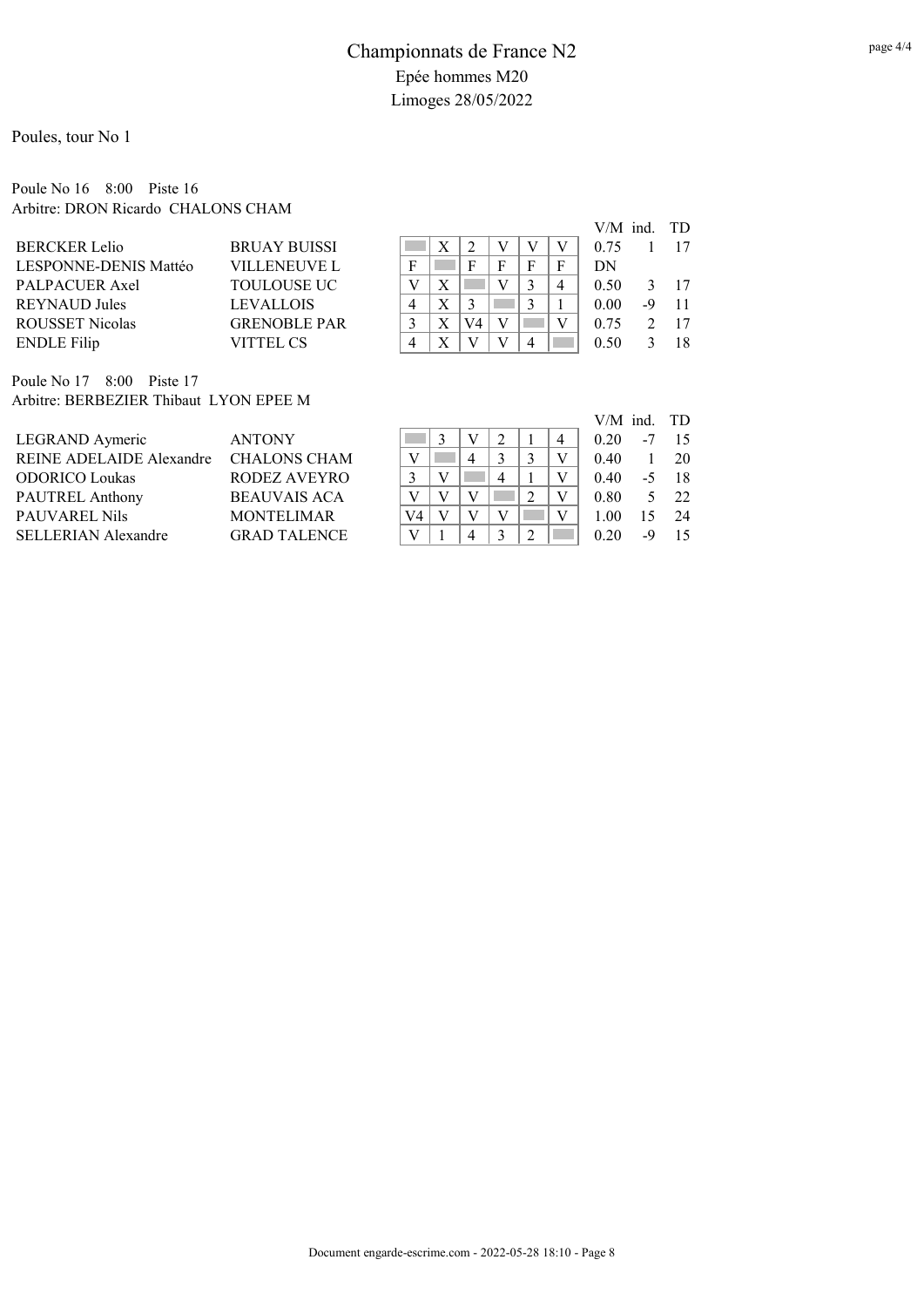# Championnats de France N2

## Epée hommes M20

## Limoges 28/05/2022

Poules, tour No 1

Poule No 16    8:00    Piste 16
Arbitre: DRON Ricardo  CHALONS CHAM

| Nom | Club | 1 | 2 | 3 | 4 | 5 | 6 | V/M | ind. | TD |
|---|---|---|---|---|---|---|---|---|---|---|
| BERCKER Lelio | BRUAY BUISSI | | X | 2 | V | V | V | 0.75 | 1 | 17 |
| LESPONNE-DENIS Mattéo | VILLENEUVE L | F | | F | F | F | F | DN | | |
| PALPACUER Axel | TOULOUSE UC | V | X | | V | 3 | 4 | 0.50 | 3 | 17 |
| REYNAUD Jules | LEVALLOIS | 4 | X | 3 | | 3 | 1 | 0.00 | -9 | 11 |
| ROUSSET Nicolas | GRENOBLE PAR | 3 | X | V4 | V | | V | 0.75 | 2 | 17 |
| ENDLE Filip | VITTEL CS | 4 | X | V | V | 4 | | 0.50 | 3 | 18 |

Poule No 17    8:00    Piste 17
Arbitre: BERBEZIER Thibaut  LYON EPEE M

| Nom | Club | 1 | 2 | 3 | 4 | 5 | 6 | V/M | ind. | TD |
|---|---|---|---|---|---|---|---|---|---|---|
| LEGRAND Aymeric | ANTONY | | 3 | V | 2 | 1 | 4 | 0.20 | -7 | 15 |
| REINE ADELAIDE Alexandre | CHALONS CHAM | V | | 4 | 3 | 3 | V | 0.40 | 1 | 20 |
| ODORICO Loukas | RODEZ AVEYRO | 3 | V | | 4 | 1 | V | 0.40 | -5 | 18 |
| PAUTREL Anthony | BEAUVAIS ACA | V | V | V | | 2 | V | 0.80 | 5 | 22 |
| PAUVAREL Nils | MONTELIMAR | V4 | V | V | V | | V | 1.00 | 15 | 24 |
| SELLERIAN Alexandre | GRAD TALENCE | V | 1 | 4 | 3 | 2 | | 0.20 | -9 | 15 |

Document engarde-escrime.com - 2022-05-28 18:10 - Page 8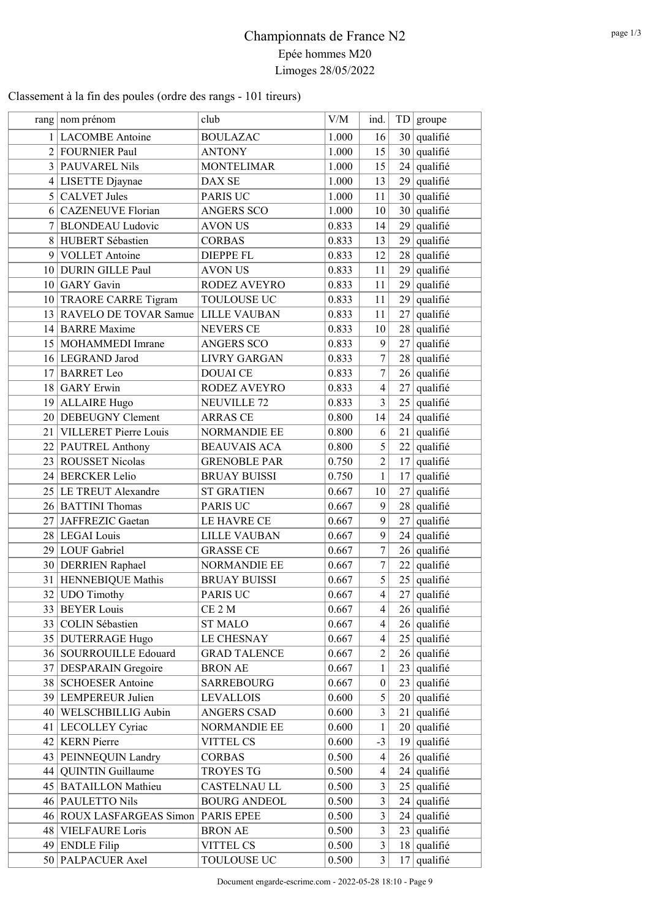# Championnats de France N2
## Epée hommes M20
## Limoges 28/05/2022

Classement à la fin des poules (ordre des rangs - 101 tireurs)

| rang | nom prénom | club | V/M | ind. | TD | groupe |
|---|---|---|---|---|---|---|
| 1 | LACOMBE Antoine | BOULAZAC | 1.000 | 16 | 30 | qualifié |
| 2 | FOURNIER Paul | ANTONY | 1.000 | 15 | 30 | qualifié |
| 3 | PAUVAREL Nils | MONTELIMAR | 1.000 | 15 | 24 | qualifié |
| 4 | LISETTE Djaynae | DAX SE | 1.000 | 13 | 29 | qualifié |
| 5 | CALVET Jules | PARIS UC | 1.000 | 11 | 30 | qualifié |
| 6 | CAZENEUVE Florian | ANGERS SCO | 1.000 | 10 | 30 | qualifié |
| 7 | BLONDEAU Ludovic | AVON US | 0.833 | 14 | 29 | qualifié |
| 8 | HUBERT Sébastien | CORBAS | 0.833 | 13 | 29 | qualifié |
| 9 | VOLLET Antoine | DIEPPE FL | 0.833 | 12 | 28 | qualifié |
| 10 | DURIN GILLE Paul | AVON US | 0.833 | 11 | 29 | qualifié |
| 10 | GARY Gavin | RODEZ AVEYRO | 0.833 | 11 | 29 | qualifié |
| 10 | TRAORE CARRE Tigram | TOULOUSE UC | 0.833 | 11 | 29 | qualifié |
| 13 | RAVELO DE TOVAR Samue | LILLE VAUBAN | 0.833 | 11 | 27 | qualifié |
| 14 | BARRE Maxime | NEVERS CE | 0.833 | 10 | 28 | qualifié |
| 15 | MOHAMMEDI Imrane | ANGERS SCO | 0.833 | 9 | 27 | qualifié |
| 16 | LEGRAND Jarod | LIVRY GARGAN | 0.833 | 7 | 28 | qualifié |
| 17 | BARRET Leo | DOUAI CE | 0.833 | 7 | 26 | qualifié |
| 18 | GARY Erwin | RODEZ AVEYRO | 0.833 | 4 | 27 | qualifié |
| 19 | ALLAIRE Hugo | NEUVILLE 72 | 0.833 | 3 | 25 | qualifié |
| 20 | DEBEUGNY Clement | ARRAS CE | 0.800 | 14 | 24 | qualifié |
| 21 | VILLERET Pierre Louis | NORMANDIE EE | 0.800 | 6 | 21 | qualifié |
| 22 | PAUTREL Anthony | BEAUVAIS ACA | 0.800 | 5 | 22 | qualifié |
| 23 | ROUSSET Nicolas | GRENOBLE PAR | 0.750 | 2 | 17 | qualifié |
| 24 | BERCKER Lelio | BRUAY BUISSI | 0.750 | 1 | 17 | qualifié |
| 25 | LE TREUT Alexandre | ST GRATIEN | 0.667 | 10 | 27 | qualifié |
| 26 | BATTINI Thomas | PARIS UC | 0.667 | 9 | 28 | qualifié |
| 27 | JAFFREZIC Gaetan | LE HAVRE CE | 0.667 | 9 | 27 | qualifié |
| 28 | LEGAI Louis | LILLE VAUBAN | 0.667 | 9 | 24 | qualifié |
| 29 | LOUF Gabriel | GRASSE CE | 0.667 | 7 | 26 | qualifié |
| 30 | DERRIEN Raphael | NORMANDIE EE | 0.667 | 7 | 22 | qualifié |
| 31 | HENNEBIQUE Mathis | BRUAY BUISSI | 0.667 | 5 | 25 | qualifié |
| 32 | UDO Timothy | PARIS UC | 0.667 | 4 | 27 | qualifié |
| 33 | BEYER Louis | CE 2 M | 0.667 | 4 | 26 | qualifié |
| 33 | COLIN Sébastien | ST MALO | 0.667 | 4 | 26 | qualifié |
| 35 | DUTERRAGE Hugo | LE CHESNAY | 0.667 | 4 | 25 | qualifié |
| 36 | SOURROUILLE Edouard | GRAD TALENCE | 0.667 | 2 | 26 | qualifié |
| 37 | DESPARAIN Gregoire | BRON AE | 0.667 | 1 | 23 | qualifié |
| 38 | SCHOESER Antoine | SARREBOURG | 0.667 | 0 | 23 | qualifié |
| 39 | LEMPEREUR Julien | LEVALLOIS | 0.600 | 5 | 20 | qualifié |
| 40 | WELSCHBILLIG Aubin | ANGERS CSAD | 0.600 | 3 | 21 | qualifié |
| 41 | LECOLLEY Cyriac | NORMANDIE EE | 0.600 | 1 | 20 | qualifié |
| 42 | KERN Pierre | VITTEL CS | 0.600 | -3 | 19 | qualifié |
| 43 | PEINNEQUIN Landry | CORBAS | 0.500 | 4 | 26 | qualifié |
| 44 | QUINTIN Guillaume | TROYES TG | 0.500 | 4 | 24 | qualifié |
| 45 | BATAILLON Mathieu | CASTELNAU LL | 0.500 | 3 | 25 | qualifié |
| 46 | PAULETTO Nils | BOURG ANDEOL | 0.500 | 3 | 24 | qualifié |
| 46 | ROUX LASFARGEAS Simon | PARIS EPEE | 0.500 | 3 | 24 | qualifié |
| 48 | VIELFAURE Loris | BRON AE | 0.500 | 3 | 23 | qualifié |
| 49 | ENDLE Filip | VITTEL CS | 0.500 | 3 | 18 | qualifié |
| 50 | PALPACUER Axel | TOULOUSE UC | 0.500 | 3 | 17 | qualifié |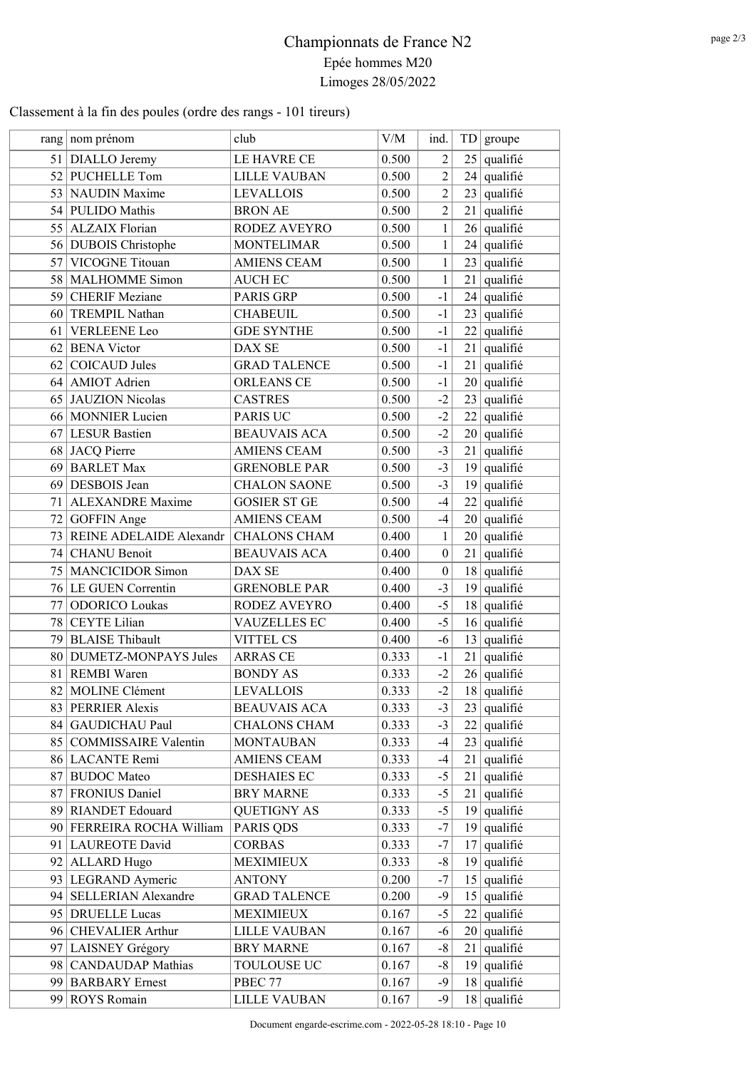# Championnats de France N2

## Epée hommes M20

## Limoges 28/05/2022

Classement à la fin des poules (ordre des rangs - 101 tireurs)

| rang | nom prénom | club | V/M | ind. | TD | groupe |
|---|---|---|---|---|---|---|
| 51 | DIALLO Jeremy | LE HAVRE CE | 0.500 | 2 | 25 | qualifié |
| 52 | PUCHELLE Tom | LILLE VAUBAN | 0.500 | 2 | 24 | qualifié |
| 53 | NAUDIN Maxime | LEVALLOIS | 0.500 | 2 | 23 | qualifié |
| 54 | PULIDO Mathis | BRON AE | 0.500 | 2 | 21 | qualifié |
| 55 | ALZAIX Florian | RODEZ AVEYRO | 0.500 | 1 | 26 | qualifié |
| 56 | DUBOIS Christophe | MONTELIMAR | 0.500 | 1 | 24 | qualifié |
| 57 | VICOGNE Titouan | AMIENS CEAM | 0.500 | 1 | 23 | qualifié |
| 58 | MALHOMME Simon | AUCH EC | 0.500 | 1 | 21 | qualifié |
| 59 | CHERIF Meziane | PARIS GRP | 0.500 | -1 | 24 | qualifié |
| 60 | TREMPIL Nathan | CHABEUIL | 0.500 | -1 | 23 | qualifié |
| 61 | VERLEENE Leo | GDE SYNTHE | 0.500 | -1 | 22 | qualifié |
| 62 | BENA Victor | DAX SE | 0.500 | -1 | 21 | qualifié |
| 62 | COICAUD Jules | GRAD TALENCE | 0.500 | -1 | 21 | qualifié |
| 64 | AMIOT Adrien | ORLEANS CE | 0.500 | -1 | 20 | qualifié |
| 65 | JAUZION Nicolas | CASTRES | 0.500 | -2 | 23 | qualifié |
| 66 | MONNIER Lucien | PARIS UC | 0.500 | -2 | 22 | qualifié |
| 67 | LESUR Bastien | BEAUVAIS ACA | 0.500 | -2 | 20 | qualifié |
| 68 | JACQ Pierre | AMIENS CEAM | 0.500 | -3 | 21 | qualifié |
| 69 | BARLET Max | GRENOBLE PAR | 0.500 | -3 | 19 | qualifié |
| 69 | DESBOIS Jean | CHALON SAONE | 0.500 | -3 | 19 | qualifié |
| 71 | ALEXANDRE Maxime | GOSIER ST GE | 0.500 | -4 | 22 | qualifié |
| 72 | GOFFIN Ange | AMIENS CEAM | 0.500 | -4 | 20 | qualifié |
| 73 | REINE ADELAIDE Alexandr | CHALONS CHAM | 0.400 | 1 | 20 | qualifié |
| 74 | CHANU Benoit | BEAUVAIS ACA | 0.400 | 0 | 21 | qualifié |
| 75 | MANCICIDOR Simon | DAX SE | 0.400 | 0 | 18 | qualifié |
| 76 | LE GUEN Correntin | GRENOBLE PAR | 0.400 | -3 | 19 | qualifié |
| 77 | ODORICO Loukas | RODEZ AVEYRO | 0.400 | -5 | 18 | qualifié |
| 78 | CEYTE Lilian | VAUZELLES EC | 0.400 | -5 | 16 | qualifié |
| 79 | BLAISE Thibault | VITTEL CS | 0.400 | -6 | 13 | qualifié |
| 80 | DUMETZ-MONPAYS Jules | ARRAS CE | 0.333 | -1 | 21 | qualifié |
| 81 | REMBI Waren | BONDY AS | 0.333 | -2 | 26 | qualifié |
| 82 | MOLINE Clément | LEVALLOIS | 0.333 | -2 | 18 | qualifié |
| 83 | PERRIER Alexis | BEAUVAIS ACA | 0.333 | -3 | 23 | qualifié |
| 84 | GAUDICHAU Paul | CHALONS CHAM | 0.333 | -3 | 22 | qualifié |
| 85 | COMMISSAIRE Valentin | MONTAUBAN | 0.333 | -4 | 23 | qualifié |
| 86 | LACANTE Remi | AMIENS CEAM | 0.333 | -4 | 21 | qualifié |
| 87 | BUDOC Mateo | DESHAIES EC | 0.333 | -5 | 21 | qualifié |
| 87 | FRONIUS Daniel | BRY MARNE | 0.333 | -5 | 21 | qualifié |
| 89 | RIANDET Edouard | QUETIGNY AS | 0.333 | -5 | 19 | qualifié |
| 90 | FERREIRA ROCHA William | PARIS QDS | 0.333 | -7 | 19 | qualifié |
| 91 | LAUREOTE David | CORBAS | 0.333 | -7 | 17 | qualifié |
| 92 | ALLARD Hugo | MEXIMIEUX | 0.333 | -8 | 19 | qualifié |
| 93 | LEGRAND Aymeric | ANTONY | 0.200 | -7 | 15 | qualifié |
| 94 | SELLERIAN Alexandre | GRAD TALENCE | 0.200 | -9 | 15 | qualifié |
| 95 | DRUELLE Lucas | MEXIMIEUX | 0.167 | -5 | 22 | qualifié |
| 96 | CHEVALIER Arthur | LILLE VAUBAN | 0.167 | -6 | 20 | qualifié |
| 97 | LAISNEY Grégory | BRY MARNE | 0.167 | -8 | 21 | qualifié |
| 98 | CANDAUDAP Mathias | TOULOUSE UC | 0.167 | -8 | 19 | qualifié |
| 99 | BARBARY Ernest | PBEC 77 | 0.167 | -9 | 18 | qualifié |
| 99 | ROYS Romain | LILLE VAUBAN | 0.167 | -9 | 18 | qualifié |

Document engarde-escrime.com - 2022-05-28 18:10 - Page 10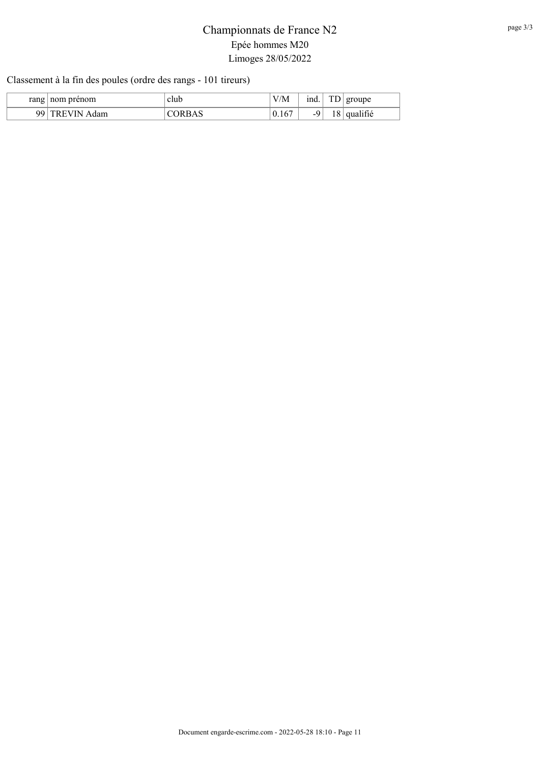# Championnats de France N2

Epée hommes M20

Limoges 28/05/2022

Classement à la fin des poules (ordre des rangs - 101 tireurs)

| rang | nom prénom | club | V/M | ind. | TD | groupe |
|---|---|---|---|---|---|---|
| 99 | TREVIN Adam | CORBAS | 0.167 | -9 | 18 | qualifié |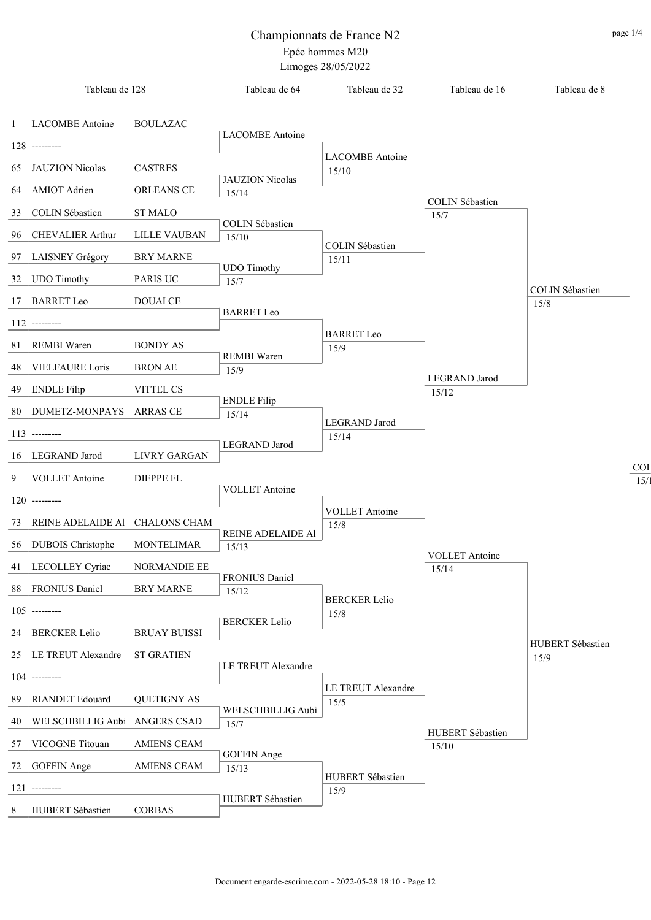# Championnats de France N2

Epée hommes M20

Limoges 28/05/2022

| Tableau de 128 | | | Tableau de 64 | Tableau de 32 | Tableau de 16 | Tableau de 8 | |
|---|---|---|---|---|---|---|---|
| 1 | LACOMBE Antoine | BOULAZAC | LACOMBE Antoine | LACOMBE Antoine 15/10 | COLIN Sébastien 15/7 | COLIN Sébastien 15/8 | COL 15/ |
| 128 | --------- | | | | | | |
| 65 | JAUZION Nicolas | CASTRES | JAUZION Nicolas 15/14 | | | | |
| 64 | AMIOT Adrien | ORLEANS CE | | | | | |
| 33 | COLIN Sébastien | ST MALO | COLIN Sébastien 15/10 | COLIN Sébastien 15/11 | | | |
| 96 | CHEVALIER Arthur | LILLE VAUBAN | | | | | |
| 97 | LAISNEY Grégory | BRY MARNE | UDO Timothy 15/7 | | | | |
| 32 | UDO Timothy | PARIS UC | | | | | |
| 17 | BARRET Leo | DOUAI CE | BARRET Leo | BARRET Leo 15/9 | LEGRAND Jarod 15/12 | | |
| 112 | --------- | | | | | | |
| 81 | REMBI Waren | BONDY AS | REMBI Waren 15/9 | | | | |
| 48 | VIELFAURE Loris | BRON AE | | | | | |
| 49 | ENDLE Filip | VITTEL CS | ENDLE Filip 15/14 | LEGRAND Jarod 15/14 | | | |
| 80 | DUMETZ-MONPAYS | ARRAS CE | | | | | |
| 113 | --------- | | LEGRAND Jarod | | | | |
| 16 | LEGRAND Jarod | LIVRY GARGAN | | | | | |
| 9 | VOLLET Antoine | DIEPPE FL | VOLLET Antoine | VOLLET Antoine 15/8 | VOLLET Antoine 15/14 | HUBERT Sébastien 15/9 | |
| 120 | --------- | | | | | | |
| 73 | REINE ADELAIDE Al | CHALONS CHAM | REINE ADELAIDE Al 15/13 | | | | |
| 56 | DUBOIS Christophe | MONTELIMAR | | | | | |
| 41 | LECOLLEY Cyriac | NORMANDIE EE | FRONIUS Daniel 15/12 | BERCKER Lelio 15/8 | | | |
| 88 | FRONIUS Daniel | BRY MARNE | | | | | |
| 105 | --------- | | BERCKER Lelio | | | | |
| 24 | BERCKER Lelio | BRUAY BUISSI | | | | | |
| 25 | LE TREUT Alexandre | ST GRATIEN | LE TREUT Alexandre | LE TREUT Alexandre 15/5 | HUBERT Sébastien 15/10 | | |
| 104 | --------- | | | | | | |
| 89 | RIANDET Edouard | QUETIGNY AS | WELSCHBILLIG Aubi 15/7 | | | | |
| 40 | WELSCHBILLIG Aubi | ANGERS CSAD | | | | | |
| 57 | VICOGNE Titouan | AMIENS CEAM | GOFFIN Ange 15/13 | HUBERT Sébastien 15/9 | | | |
| 72 | GOFFIN Ange | AMIENS CEAM | | | | | |
| 121 | --------- | | HUBERT Sébastien | | | | |
| 8 | HUBERT Sébastien | CORBAS | | | | | |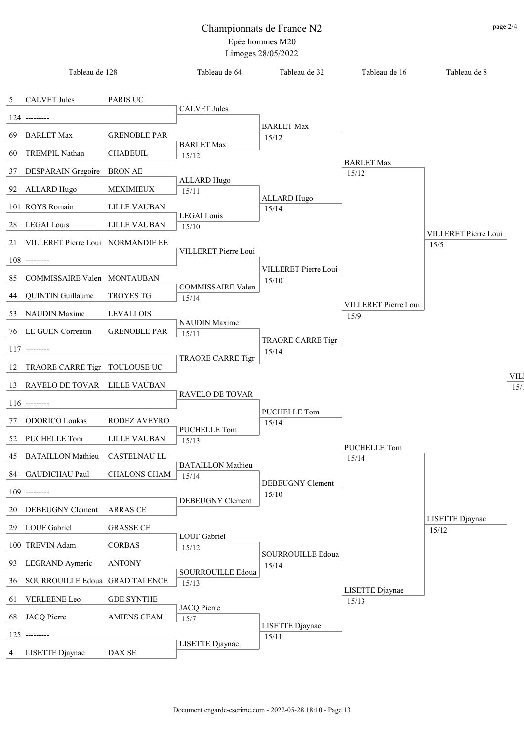# Championnats de France N2

Epée hommes M20

Limoges 28/05/2022

| Tableau de 128 | | | Tableau de 64 | Tableau de 32 | Tableau de 16 | Tableau de 8 |
|---|---|---|---|---|---|---|
| 5 | CALVET Jules | PARIS UC | CALVET Jules | BARLET Max 15/12 | BARLET Max 15/12 | VILLERET Pierre Loui 15/5 |
| 124 | --------- | | | | | |
| 69 | BARLET Max | GRENOBLE PAR | BARLET Max 15/12 | | | |
| 60 | TREMPIL Nathan | CHABEUIL | | | | |
| 37 | DESPARAIN Gregoire | BRON AE | ALLARD Hugo 15/11 | ALLARD Hugo 15/14 | | |
| 92 | ALLARD Hugo | MEXIMIEUX | | | | |
| 101 | ROYS Romain | LILLE VAUBAN | LEGAI Louis 15/10 | | | |
| 28 | LEGAI Louis | LILLE VAUBAN | | | | |
| 21 | VILLERET Pierre Loui | NORMANDIE EE | VILLERET Pierre Loui | VILLERET Pierre Loui 15/10 | VILLERET Pierre Loui 15/9 | |
| 108 | --------- | | | | | |
| 85 | COMMISSAIRE Valen | MONTAUBAN | COMMISSAIRE Valen 15/14 | | | |
| 44 | QUINTIN Guillaume | TROYES TG | | | | |
| 53 | NAUDIN Maxime | LEVALLOIS | NAUDIN Maxime 15/11 | TRAORE CARRE Tigr 15/14 | | |
| 76 | LE GUEN Correntin | GRENOBLE PAR | | | | |
| 117 | --------- | | TRAORE CARRE Tigr | | | |
| 12 | TRAORE CARRE Tigr | TOULOUSE UC | | | | |
| 13 | RAVELO DE TOVAR | LILLE VAUBAN | RAVELO DE TOVAR | PUCHELLE Tom 15/14 | PUCHELLE Tom 15/14 | LISETTE Djaynae 15/12 |
| 116 | --------- | | | | | |
| 77 | ODORICO Loukas | RODEZ AVEYRO | PUCHELLE Tom 15/13 | | | |
| 52 | PUCHELLE Tom | LILLE VAUBAN | | | | |
| 45 | BATAILLON Mathieu | CASTELNAU LL | BATAILLON Mathieu 15/14 | DEBEUGNY Clement 15/10 | | |
| 84 | GAUDICHAU Paul | CHALONS CHAM | | | | |
| 109 | --------- | | DEBEUGNY Clement | | | |
| 20 | DEBEUGNY Clement | ARRAS CE | | | | |
| 29 | LOUF Gabriel | GRASSE CE | LOUF Gabriel 15/12 | SOURROUILLE Edoua 15/14 | LISETTE Djaynae 15/13 | |
| 100 | TREVIN Adam | CORBAS | | | | |
| 93 | LEGRAND Aymeric | ANTONY | SOURROUILLE Edoua 15/13 | | | |
| 36 | SOURROUILLE Edoua | GRAD TALENCE | | | | |
| 61 | VERLEENE Leo | GDE SYNTHE | JACQ Pierre 15/7 | LISETTE Djaynae 15/11 | | |
| 68 | JACQ Pierre | AMIENS CEAM | | | | |
| 125 | --------- | | LISETTE Djaynae | | | |
| 4 | LISETTE Djaynae | DAX SE | | | | |

Tableau de 4: VILL... 15/...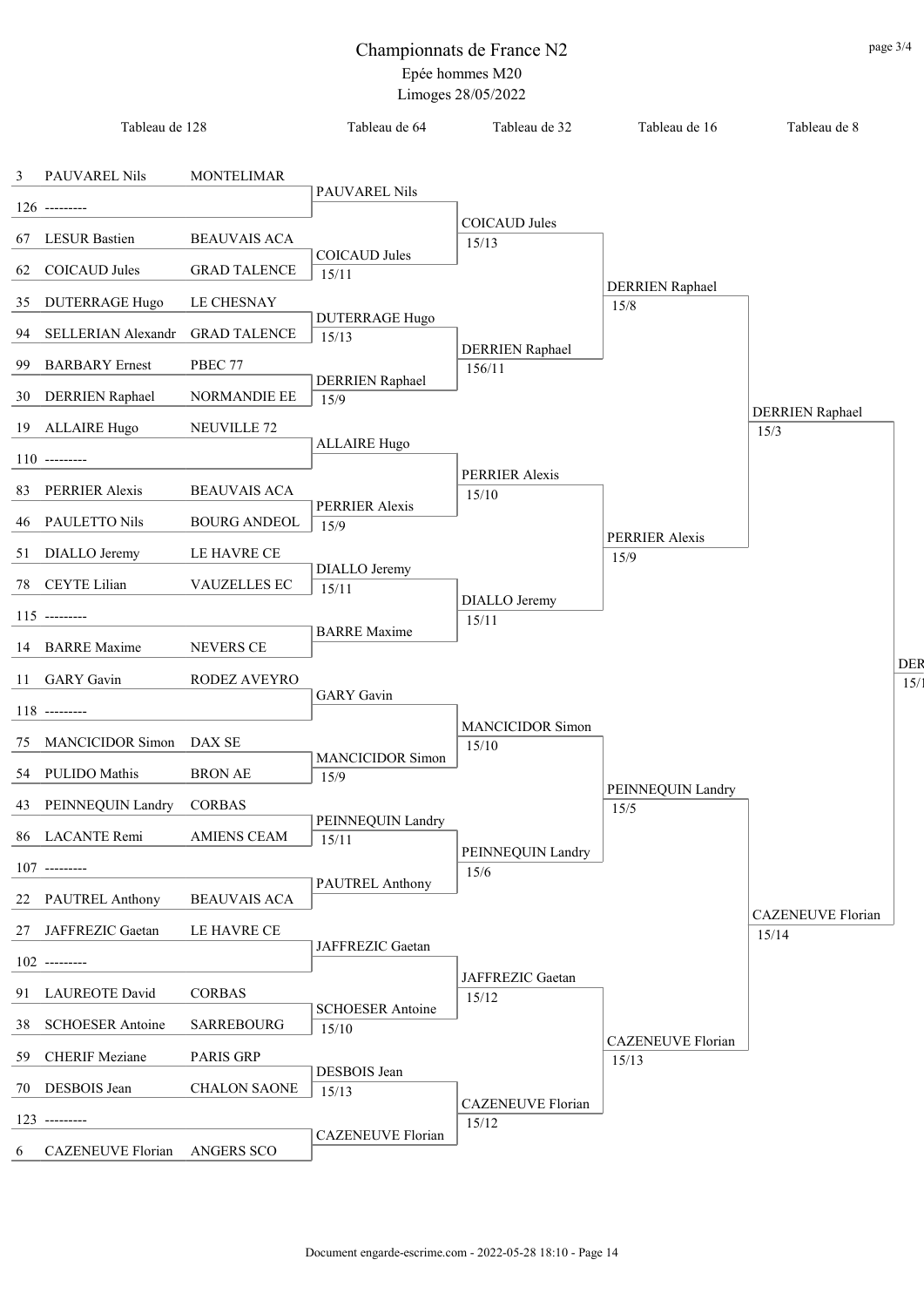# Championnats de France N2

Epée hommes M20

Limoges 28/05/2022

| Tableau de 128 | | | Tableau de 64 | Tableau de 32 | Tableau de 16 | Tableau de 8 |
|---|---|---|---|---|---|---|
| 3 | PAUVAREL Nils | MONTELIMAR | PAUVAREL Nils | COICAUD Jules 15/13 | DERRIEN Raphael 15/8 | DERRIEN Raphael 15/3 |
| 126 | --------- | | | | | |
| 67 | LESUR Bastien | BEAUVAIS ACA | COICAUD Jules 15/11 | | | |
| 62 | COICAUD Jules | GRAD TALENCE | | | | |
| 35 | DUTERRAGE Hugo | LE CHESNAY | DUTERRAGE Hugo 15/13 | DERRIEN Raphael 156/11 | | |
| 94 | SELLERIAN Alexandr | GRAD TALENCE | | | | |
| 99 | BARBARY Ernest | PBEC 77 | DERRIEN Raphael 15/9 | | | |
| 30 | DERRIEN Raphael | NORMANDIE EE | | | | |
| 19 | ALLAIRE Hugo | NEUVILLE 72 | ALLAIRE Hugo | PERRIER Alexis 15/10 | PERRIER Alexis 15/9 | |
| 110 | --------- | | | | | |
| 83 | PERRIER Alexis | BEAUVAIS ACA | PERRIER Alexis 15/9 | | | |
| 46 | PAULETTO Nils | BOURG ANDEOL | | | | |
| 51 | DIALLO Jeremy | LE HAVRE CE | DIALLO Jeremy 15/11 | DIALLO Jeremy 15/11 | | |
| 78 | CEYTE Lilian | VAUZELLES EC | | | | |
| 115 | --------- | | BARRE Maxime | | | |
| 14 | BARRE Maxime | NEVERS CE | | | | |
| 11 | GARY Gavin | RODEZ AVEYRO | GARY Gavin | MANCICIDOR Simon 15/10 | PEINNEQUIN Landry 15/5 | CAZENEUVE Florian 15/14 |
| 118 | --------- | | | | | |
| 75 | MANCICIDOR Simon | DAX SE | MANCICIDOR Simon 15/9 | | | |
| 54 | PULIDO Mathis | BRON AE | | | | |
| 43 | PEINNEQUIN Landry | CORBAS | PEINNEQUIN Landry 15/11 | PEINNEQUIN Landry 15/6 | | |
| 86 | LACANTE Remi | AMIENS CEAM | | | | |
| 107 | --------- | | PAUTREL Anthony | | | |
| 22 | PAUTREL Anthony | BEAUVAIS ACA | | | | |
| 27 | JAFFREZIC Gaetan | LE HAVRE CE | JAFFREZIC Gaetan | JAFFREZIC Gaetan 15/12 | CAZENEUVE Florian 15/13 | |
| 102 | --------- | | | | | |
| 91 | LAUREOTE David | CORBAS | SCHOESER Antoine 15/10 | | | |
| 38 | SCHOESER Antoine | SARREBOURG | | | | |
| 59 | CHERIF Meziane | PARIS GRP | DESBOIS Jean 15/13 | CAZENEUVE Florian 15/12 | | |
| 70 | DESBOIS Jean | CHALON SAONE | | | | |
| 123 | --------- | | CAZENEUVE Florian | | | |
| 6 | CAZENEUVE Florian | ANGERS SCO | | | | |

DER... 15/...

Document engarde-escrime.com - 2022-05-28 18:10 - Page 14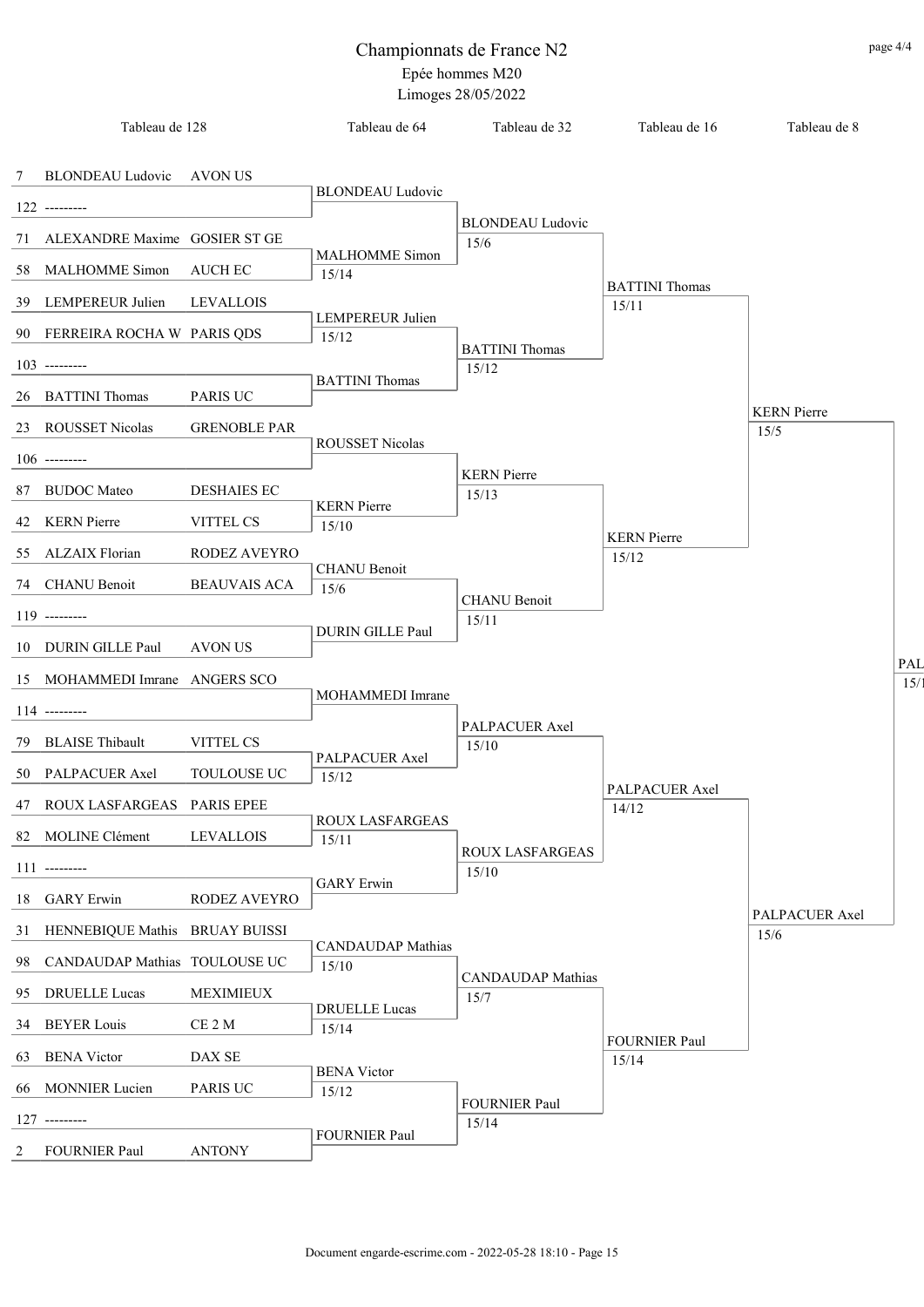# Championnats de France N2

Epée hommes M20

Limoges 28/05/2022

| Tableau de 128 | | | Tableau de 64 | Tableau de 32 | Tableau de 16 | Tableau de 8 |
|---|---|---|---|---|---|---|
| 7 | BLONDEAU Ludovic | AVON US | BLONDEAU Ludovic | BLONDEAU Ludovic 15/6 | BATTINI Thomas 15/11 | KERN Pierre 15/5 |
| 122 | --------- | | | | | |
| 71 | ALEXANDRE Maxime | GOSIER ST GE | MALHOMME Simon 15/14 | | | |
| 58 | MALHOMME Simon | AUCH EC | | | | |
| 39 | LEMPEREUR Julien | LEVALLOIS | LEMPEREUR Julien 15/12 | BATTINI Thomas 15/12 | | |
| 90 | FERREIRA ROCHA W | PARIS QDS | | | | |
| 103 | --------- | | BATTINI Thomas | | | |
| 26 | BATTINI Thomas | PARIS UC | | | | |
| 23 | ROUSSET Nicolas | GRENOBLE PAR | ROUSSET Nicolas | KERN Pierre 15/13 | KERN Pierre 15/12 | |
| 106 | --------- | | | | | |
| 87 | BUDOC Mateo | DESHAIES EC | KERN Pierre 15/10 | | | |
| 42 | KERN Pierre | VITTEL CS | | | | |
| 55 | ALZAIX Florian | RODEZ AVEYRO | CHANU Benoit 15/6 | CHANU Benoit 15/11 | | |
| 74 | CHANU Benoit | BEAUVAIS ACA | | | | |
| 119 | --------- | | DURIN GILLE Paul | | | |
| 10 | DURIN GILLE Paul | AVON US | | | | |
| 15 | MOHAMMEDI Imrane | ANGERS SCO | MOHAMMEDI Imrane | PALPACUER Axel 15/10 | PALPACUER Axel 14/12 | PALPACUER Axel 15/6 |
| 114 | --------- | | | | | |
| 79 | BLAISE Thibault | VITTEL CS | PALPACUER Axel 15/12 | | | |
| 50 | PALPACUER Axel | TOULOUSE UC | | | | |
| 47 | ROUX LASFARGEAS | PARIS EPEE | ROUX LASFARGEAS 15/11 | ROUX LASFARGEAS 15/10 | | |
| 82 | MOLINE Clément | LEVALLOIS | | | | |
| 111 | --------- | | GARY Erwin | | | |
| 18 | GARY Erwin | RODEZ AVEYRO | | | | |
| 31 | HENNEBIQUE Mathis | BRUAY BUISSI | CANDAUDAP Mathias 15/10 | CANDAUDAP Mathias 15/7 | FOURNIER Paul 15/14 | |
| 98 | CANDAUDAP Mathias | TOULOUSE UC | | | | |
| 95 | DRUELLE Lucas | MEXIMIEUX | DRUELLE Lucas 15/14 | | | |
| 34 | BEYER Louis | CE 2 M | | | | |
| 63 | BENA Victor | DAX SE | BENA Victor 15/12 | FOURNIER Paul 15/14 | | |
| 66 | MONNIER Lucien | PARIS UC | | | | |
| 127 | --------- | | FOURNIER Paul | | | |
| 2 | FOURNIER Paul | ANTONY | | | | |

Tableau de 4: PAL... 15/...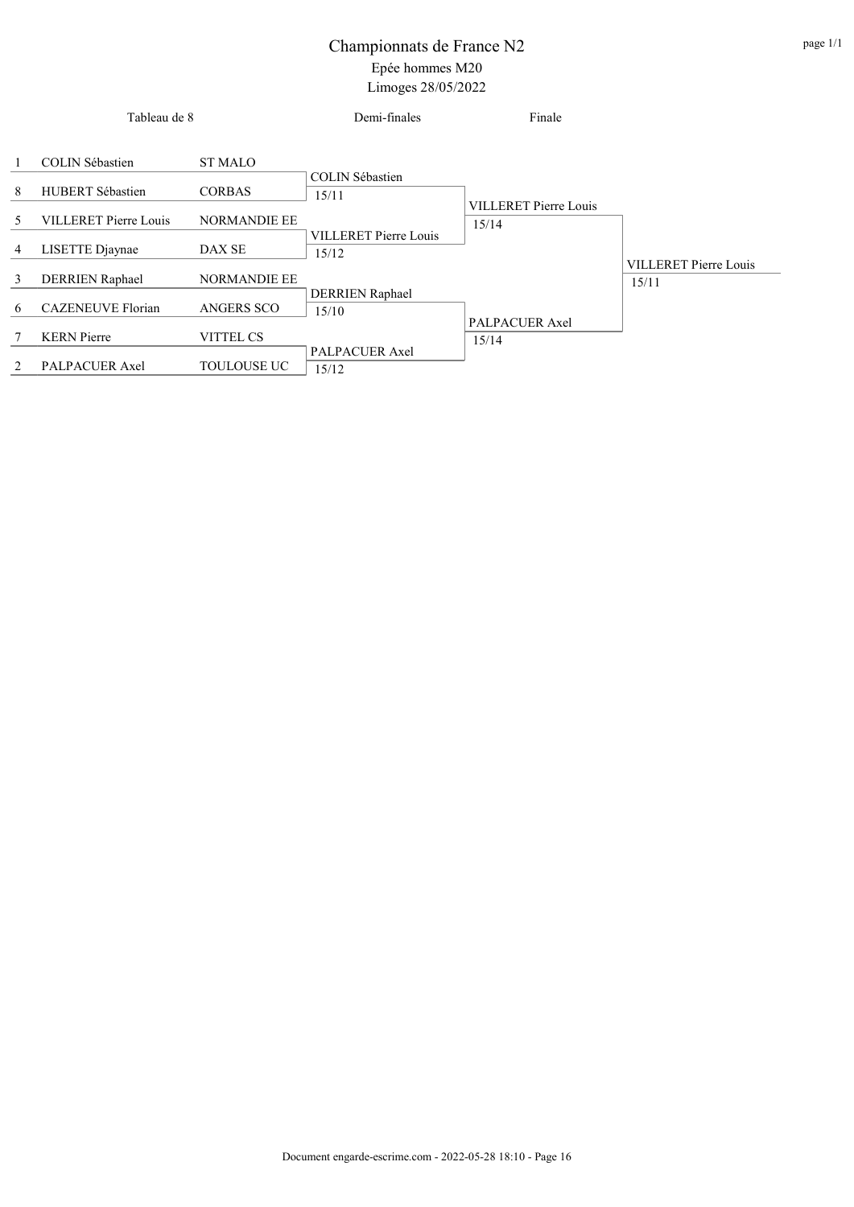# Championnats de France N2

Epée hommes M20

Limoges 28/05/2022

| Tableau de 8 | | | Demi-finales | Finale | |
|---|---|---|---|---|---|
| 1 | COLIN Sébastien | ST MALO | | | |
| | | | COLIN Sébastien 15/11 | | |
| 8 | HUBERT Sébastien | CORBAS | | | |
| | | | | VILLERET Pierre Louis 15/14 | |
| 5 | VILLERET Pierre Louis | NORMANDIE EE | | | |
| | | | VILLERET Pierre Louis 15/12 | | |
| 4 | LISETTE Djaynae | DAX SE | | | |
| | | | | | VILLERET Pierre Louis 15/11 |
| 3 | DERRIEN Raphael | NORMANDIE EE | | | |
| | | | DERRIEN Raphael 15/10 | | |
| 6 | CAZENEUVE Florian | ANGERS SCO | | | |
| | | | | PALPACUER Axel 15/14 | |
| 7 | KERN Pierre | VITTEL CS | | | |
| | | | PALPACUER Axel 15/12 | | |
| 2 | PALPACUER Axel | TOULOUSE UC | | | |

Document engarde-escrime.com - 2022-05-28 18:10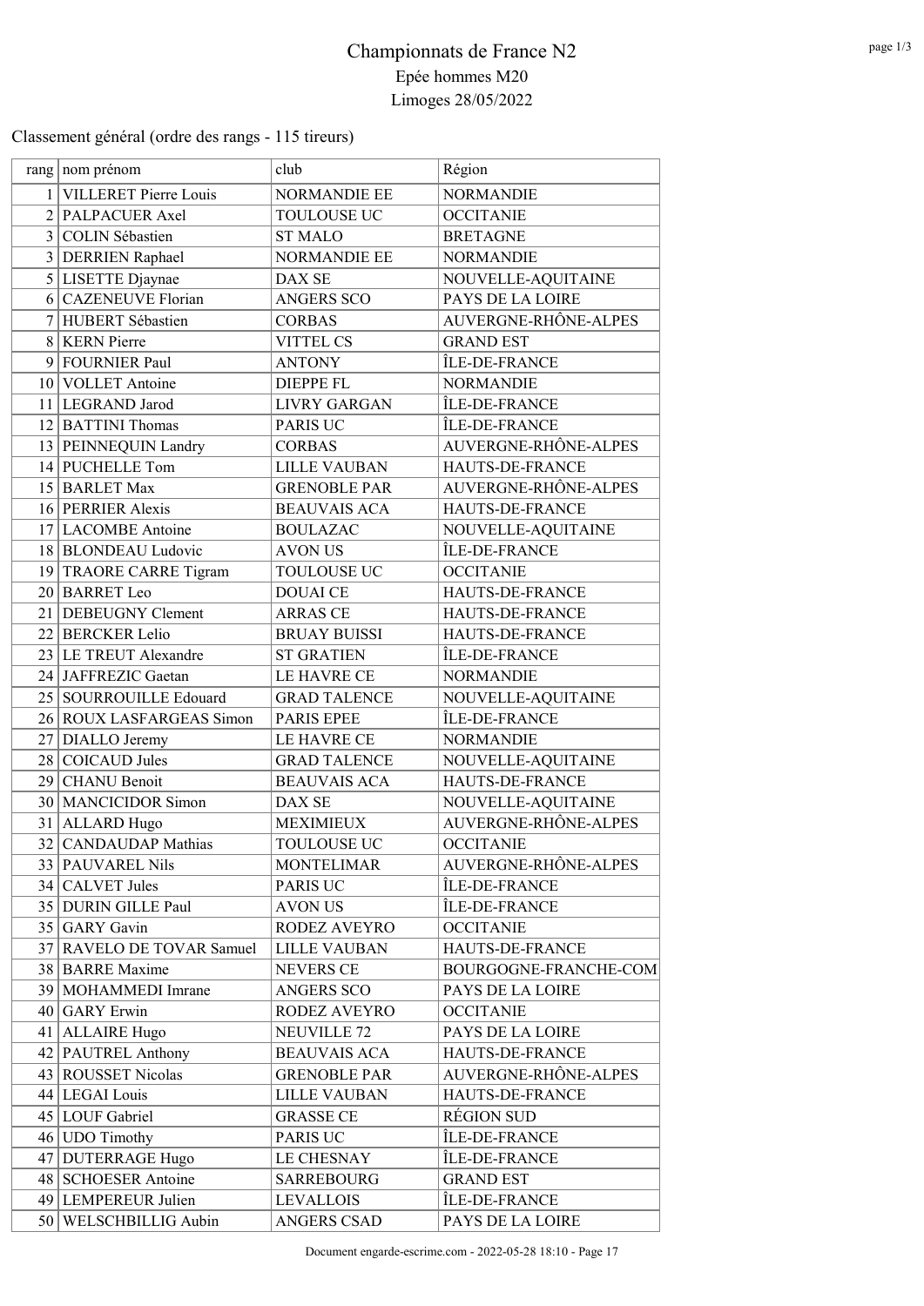# Championnats de France N2

## Epée hommes M20

## Limoges 28/05/2022

Classement général (ordre des rangs - 115 tireurs)

| rang | nom prénom | club | Région |
|---|---|---|---|
| 1 | VILLERET Pierre Louis | NORMANDIE EE | NORMANDIE |
| 2 | PALPACUER Axel | TOULOUSE UC | OCCITANIE |
| 3 | COLIN Sébastien | ST MALO | BRETAGNE |
| 3 | DERRIEN Raphael | NORMANDIE EE | NORMANDIE |
| 5 | LISETTE Djaynae | DAX SE | NOUVELLE-AQUITAINE |
| 6 | CAZENEUVE Florian | ANGERS SCO | PAYS DE LA LOIRE |
| 7 | HUBERT Sébastien | CORBAS | AUVERGNE-RHÔNE-ALPES |
| 8 | KERN Pierre | VITTEL CS | GRAND EST |
| 9 | FOURNIER Paul | ANTONY | ÎLE-DE-FRANCE |
| 10 | VOLLET Antoine | DIEPPE FL | NORMANDIE |
| 11 | LEGRAND Jarod | LIVRY GARGAN | ÎLE-DE-FRANCE |
| 12 | BATTINI Thomas | PARIS UC | ÎLE-DE-FRANCE |
| 13 | PEINNEQUIN Landry | CORBAS | AUVERGNE-RHÔNE-ALPES |
| 14 | PUCHELLE Tom | LILLE VAUBAN | HAUTS-DE-FRANCE |
| 15 | BARLET Max | GRENOBLE PAR | AUVERGNE-RHÔNE-ALPES |
| 16 | PERRIER Alexis | BEAUVAIS ACA | HAUTS-DE-FRANCE |
| 17 | LACOMBE Antoine | BOULAZAC | NOUVELLE-AQUITAINE |
| 18 | BLONDEAU Ludovic | AVON US | ÎLE-DE-FRANCE |
| 19 | TRAORE CARRE Tigram | TOULOUSE UC | OCCITANIE |
| 20 | BARRET Leo | DOUAI CE | HAUTS-DE-FRANCE |
| 21 | DEBEUGNY Clement | ARRAS CE | HAUTS-DE-FRANCE |
| 22 | BERCKER Lelio | BRUAY BUISSI | HAUTS-DE-FRANCE |
| 23 | LE TREUT Alexandre | ST GRATIEN | ÎLE-DE-FRANCE |
| 24 | JAFFREZIC Gaetan | LE HAVRE CE | NORMANDIE |
| 25 | SOURROUILLE Edouard | GRAD TALENCE | NOUVELLE-AQUITAINE |
| 26 | ROUX LASFARGEAS Simon | PARIS EPEE | ÎLE-DE-FRANCE |
| 27 | DIALLO Jeremy | LE HAVRE CE | NORMANDIE |
| 28 | COICAUD Jules | GRAD TALENCE | NOUVELLE-AQUITAINE |
| 29 | CHANU Benoit | BEAUVAIS ACA | HAUTS-DE-FRANCE |
| 30 | MANCICIDOR Simon | DAX SE | NOUVELLE-AQUITAINE |
| 31 | ALLARD Hugo | MEXIMIEUX | AUVERGNE-RHÔNE-ALPES |
| 32 | CANDAUDAP Mathias | TOULOUSE UC | OCCITANIE |
| 33 | PAUVAREL Nils | MONTELIMAR | AUVERGNE-RHÔNE-ALPES |
| 34 | CALVET Jules | PARIS UC | ÎLE-DE-FRANCE |
| 35 | DURIN GILLE Paul | AVON US | ÎLE-DE-FRANCE |
| 35 | GARY Gavin | RODEZ AVEYRO | OCCITANIE |
| 37 | RAVELO DE TOVAR Samuel | LILLE VAUBAN | HAUTS-DE-FRANCE |
| 38 | BARRE Maxime | NEVERS CE | BOURGOGNE-FRANCHE-COM |
| 39 | MOHAMMEDI Imrane | ANGERS SCO | PAYS DE LA LOIRE |
| 40 | GARY Erwin | RODEZ AVEYRO | OCCITANIE |
| 41 | ALLAIRE Hugo | NEUVILLE 72 | PAYS DE LA LOIRE |
| 42 | PAUTREL Anthony | BEAUVAIS ACA | HAUTS-DE-FRANCE |
| 43 | ROUSSET Nicolas | GRENOBLE PAR | AUVERGNE-RHÔNE-ALPES |
| 44 | LEGAI Louis | LILLE VAUBAN | HAUTS-DE-FRANCE |
| 45 | LOUF Gabriel | GRASSE CE | RÉGION SUD |
| 46 | UDO Timothy | PARIS UC | ÎLE-DE-FRANCE |
| 47 | DUTERRAGE Hugo | LE CHESNAY | ÎLE-DE-FRANCE |
| 48 | SCHOESER Antoine | SARREBOURG | GRAND EST |
| 49 | LEMPEREUR Julien | LEVALLOIS | ÎLE-DE-FRANCE |
| 50 | WELSCHBILLIG Aubin | ANGERS CSAD | PAYS DE LA LOIRE |

Document engarde-escrime.com - 2022-05-28 18:10 - Page 17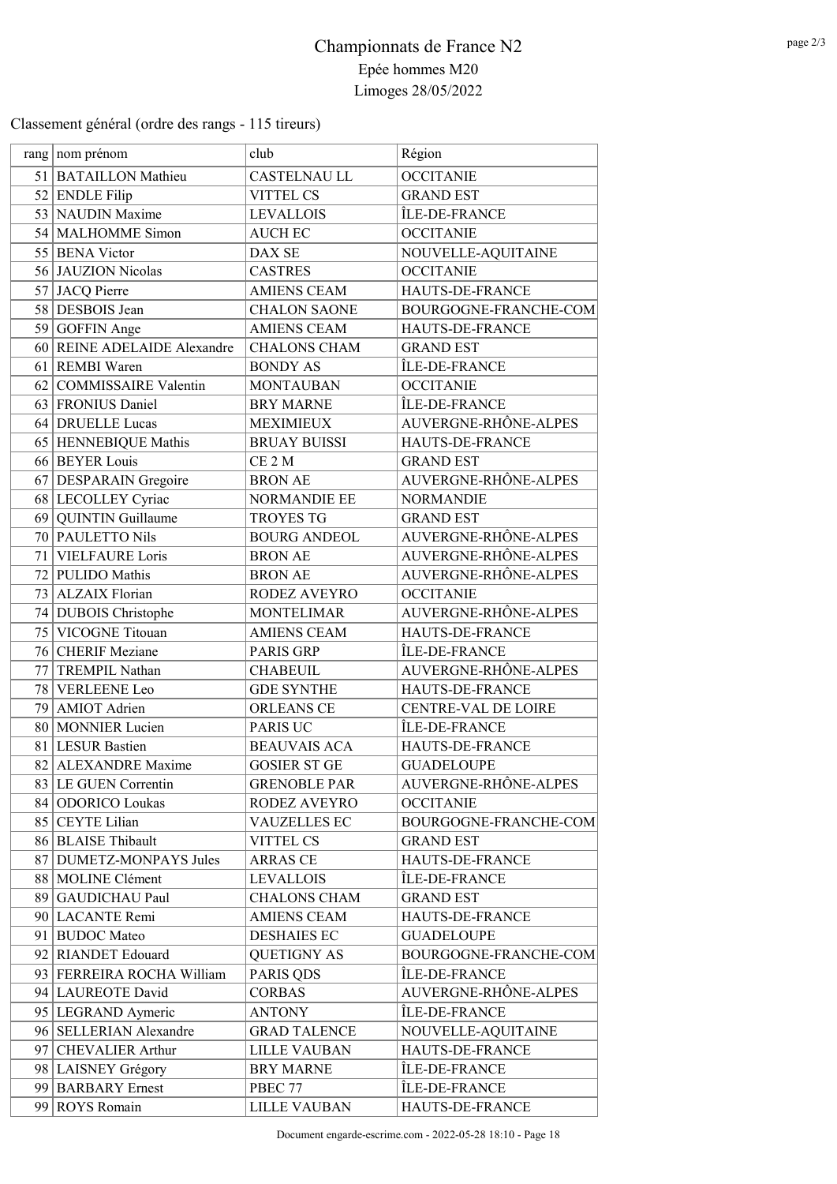# Championnats de France N2

Epée hommes M20

Limoges 28/05/2022

Classement général (ordre des rangs - 115 tireurs)

| rang | nom prénom | club | Région |
|---|---|---|---|
| 51 | BATAILLON Mathieu | CASTELNAU LL | OCCITANIE |
| 52 | ENDLE Filip | VITTEL CS | GRAND EST |
| 53 | NAUDIN Maxime | LEVALLOIS | ÎLE-DE-FRANCE |
| 54 | MALHOMME Simon | AUCH EC | OCCITANIE |
| 55 | BENA Victor | DAX SE | NOUVELLE-AQUITAINE |
| 56 | JAUZION Nicolas | CASTRES | OCCITANIE |
| 57 | JACQ Pierre | AMIENS CEAM | HAUTS-DE-FRANCE |
| 58 | DESBOIS Jean | CHALON SAONE | BOURGOGNE-FRANCHE-COM |
| 59 | GOFFIN Ange | AMIENS CEAM | HAUTS-DE-FRANCE |
| 60 | REINE ADELAIDE Alexandre | CHALONS CHAM | GRAND EST |
| 61 | REMBI Waren | BONDY AS | ÎLE-DE-FRANCE |
| 62 | COMMISSAIRE Valentin | MONTAUBAN | OCCITANIE |
| 63 | FRONIUS Daniel | BRY MARNE | ÎLE-DE-FRANCE |
| 64 | DRUELLE Lucas | MEXIMIEUX | AUVERGNE-RHÔNE-ALPES |
| 65 | HENNEBIQUE Mathis | BRUAY BUISSI | HAUTS-DE-FRANCE |
| 66 | BEYER Louis | CE 2 M | GRAND EST |
| 67 | DESPARAIN Gregoire | BRON AE | AUVERGNE-RHÔNE-ALPES |
| 68 | LECOLLEY Cyriac | NORMANDIE EE | NORMANDIE |
| 69 | QUINTIN Guillaume | TROYES TG | GRAND EST |
| 70 | PAULETTO Nils | BOURG ANDEOL | AUVERGNE-RHÔNE-ALPES |
| 71 | VIELFAURE Loris | BRON AE | AUVERGNE-RHÔNE-ALPES |
| 72 | PULIDO Mathis | BRON AE | AUVERGNE-RHÔNE-ALPES |
| 73 | ALZAIX Florian | RODEZ AVEYRO | OCCITANIE |
| 74 | DUBOIS Christophe | MONTELIMAR | AUVERGNE-RHÔNE-ALPES |
| 75 | VICOGNE Titouan | AMIENS CEAM | HAUTS-DE-FRANCE |
| 76 | CHERIF Meziane | PARIS GRP | ÎLE-DE-FRANCE |
| 77 | TREMPIL Nathan | CHABEUIL | AUVERGNE-RHÔNE-ALPES |
| 78 | VERLEENE Leo | GDE SYNTHE | HAUTS-DE-FRANCE |
| 79 | AMIOT Adrien | ORLEANS CE | CENTRE-VAL DE LOIRE |
| 80 | MONNIER Lucien | PARIS UC | ÎLE-DE-FRANCE |
| 81 | LESUR Bastien | BEAUVAIS ACA | HAUTS-DE-FRANCE |
| 82 | ALEXANDRE Maxime | GOSIER ST GE | GUADELOUPE |
| 83 | LE GUEN Correntin | GRENOBLE PAR | AUVERGNE-RHÔNE-ALPES |
| 84 | ODORICO Loukas | RODEZ AVEYRO | OCCITANIE |
| 85 | CEYTE Lilian | VAUZELLES EC | BOURGOGNE-FRANCHE-COM |
| 86 | BLAISE Thibault | VITTEL CS | GRAND EST |
| 87 | DUMETZ-MONPAYS Jules | ARRAS CE | HAUTS-DE-FRANCE |
| 88 | MOLINE Clément | LEVALLOIS | ÎLE-DE-FRANCE |
| 89 | GAUDICHAU Paul | CHALONS CHAM | GRAND EST |
| 90 | LACANTE Remi | AMIENS CEAM | HAUTS-DE-FRANCE |
| 91 | BUDOC Mateo | DESHAIES EC | GUADELOUPE |
| 92 | RIANDET Edouard | QUETIGNY AS | BOURGOGNE-FRANCHE-COM |
| 93 | FERREIRA ROCHA William | PARIS QDS | ÎLE-DE-FRANCE |
| 94 | LAUREOTE David | CORBAS | AUVERGNE-RHÔNE-ALPES |
| 95 | LEGRAND Aymeric | ANTONY | ÎLE-DE-FRANCE |
| 96 | SELLERIAN Alexandre | GRAD TALENCE | NOUVELLE-AQUITAINE |
| 97 | CHEVALIER Arthur | LILLE VAUBAN | HAUTS-DE-FRANCE |
| 98 | LAISNEY Grégory | BRY MARNE | ÎLE-DE-FRANCE |
| 99 | BARBARY Ernest | PBEC 77 | ÎLE-DE-FRANCE |
| 99 | ROYS Romain | LILLE VAUBAN | HAUTS-DE-FRANCE |

Document engarde-escrime.com - 2022-05-28 18:10 - Page 18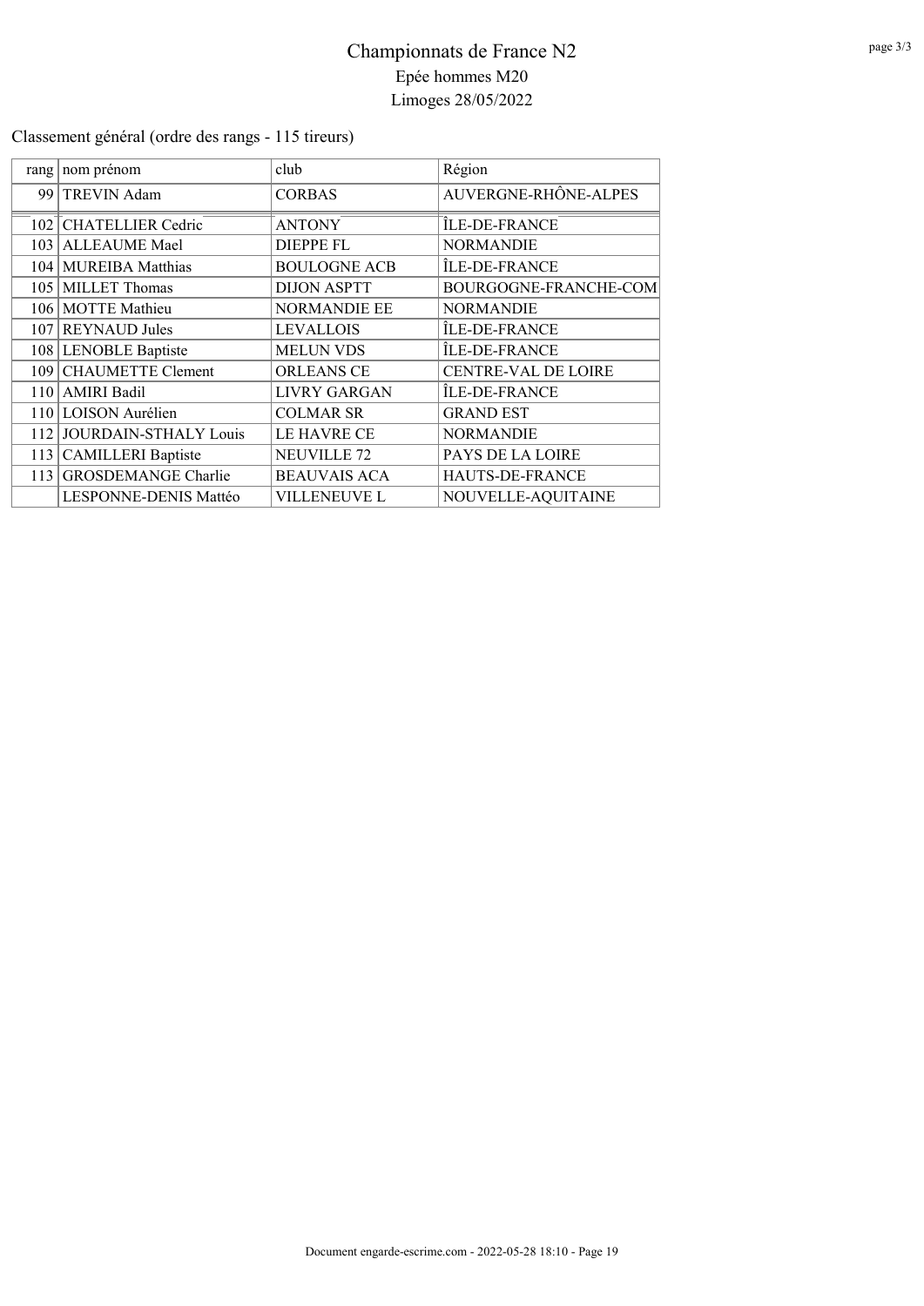# Championnats de France N2

Epée hommes M20

Limoges 28/05/2022

Classement général (ordre des rangs - 115 tireurs)

| rang | nom prénom | club | Région |
|---|---|---|---|
| 99 | TREVIN Adam | CORBAS | AUVERGNE-RHÔNE-ALPES |
| 102 | CHATELLIER Cedric | ANTONY | ÎLE-DE-FRANCE |
| 103 | ALLEAUME Mael | DIEPPE FL | NORMANDIE |
| 104 | MUREIBA Matthias | BOULOGNE ACB | ÎLE-DE-FRANCE |
| 105 | MILLET Thomas | DIJON ASPTT | BOURGOGNE-FRANCHE-COM |
| 106 | MOTTE Mathieu | NORMANDIE EE | NORMANDIE |
| 107 | REYNAUD Jules | LEVALLOIS | ÎLE-DE-FRANCE |
| 108 | LENOBLE Baptiste | MELUN VDS | ÎLE-DE-FRANCE |
| 109 | CHAUMETTE Clement | ORLEANS CE | CENTRE-VAL DE LOIRE |
| 110 | AMIRI Badil | LIVRY GARGAN | ÎLE-DE-FRANCE |
| 110 | LOISON Aurélien | COLMAR SR | GRAND EST |
| 112 | JOURDAIN-STHALY Louis | LE HAVRE CE | NORMANDIE |
| 113 | CAMILLERI Baptiste | NEUVILLE 72 | PAYS DE LA LOIRE |
| 113 | GROSDEMANGE Charlie | BEAUVAIS ACA | HAUTS-DE-FRANCE |
| | LESPONNE-DENIS Mattéo | VILLENEUVE L | NOUVELLE-AQUITAINE |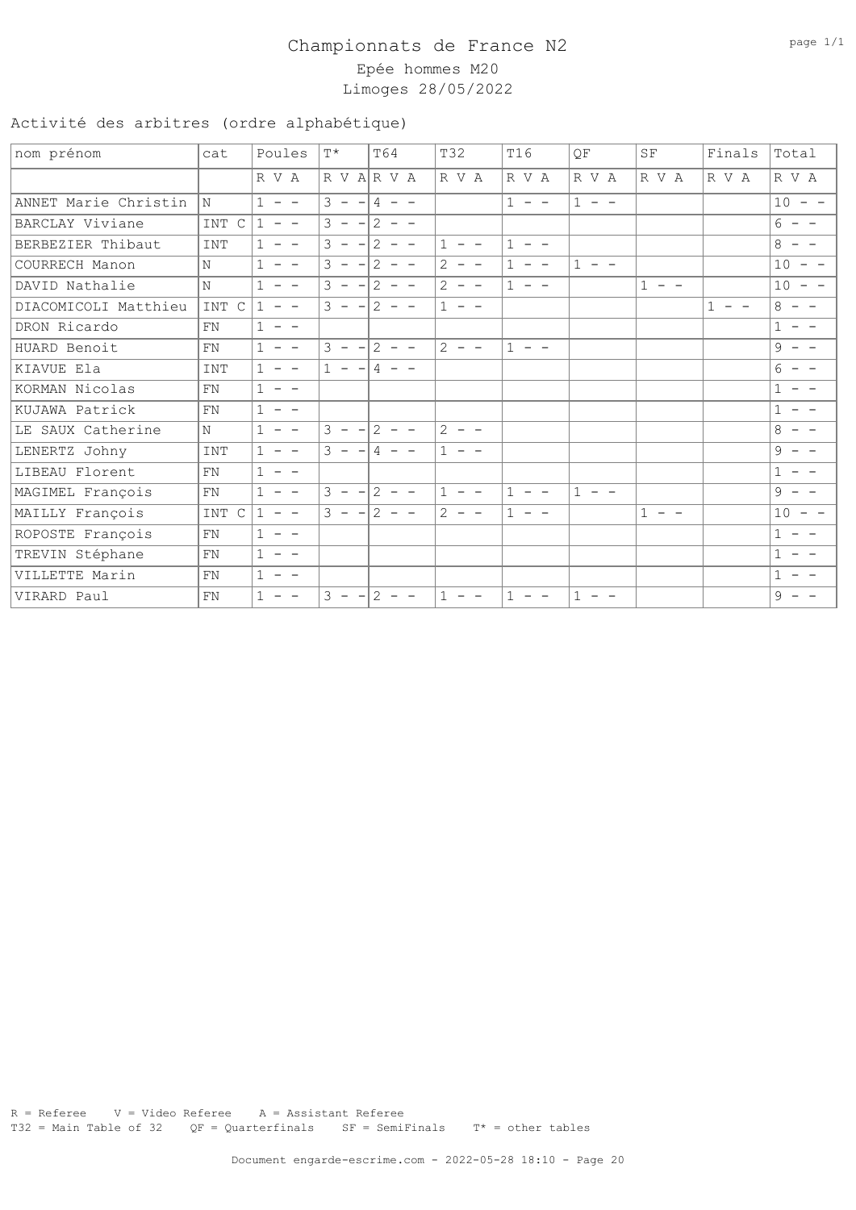# Championnats de France N2

Epée hommes M20

Limoges 28/05/2022

## Activité des arbitres (ordre alphabétique)

| nom prénom | cat | Poules | T* | T64 | T32 | T16 | QF | SF | Finals | Total |
|---|---|---|---|---|---|---|---|---|---|---|
| | | R V A | R V A | R V A | R V A | R V A | R V A | R V A | R V A | R V A |
| ANNET Marie Christin | N | 1 - - | 3 - - | 4 - - | | 1 - - | 1 - - | | | 10 - - |
| BARCLAY Viviane | INT C | 1 - - | 3 - - | 2 - - | | | | | | 6 - - |
| BERBEZIER Thibaut | INT | 1 - - | 3 - - | 2 - - | 1 - - | 1 - - | | | | 8 - - |
| COURRECH Manon | N | 1 - - | 3 - - | 2 - - | 2 - - | 1 - - | 1 - - | | | 10 - - |
| DAVID Nathalie | N | 1 - - | 3 - - | 2 - - | 2 - - | 1 - - | | 1 - - | | 10 - - |
| DIACOMICOLI Matthieu | INT C | 1 - - | 3 - - | 2 - - | 1 - - | | | | 1 - - | 8 - - |
| DRON Ricardo | FN | 1 - - | | | | | | | | 1 - - |
| HUARD Benoit | FN | 1 - - | 3 - - | 2 - - | 2 - - | 1 - - | | | | 9 - - |
| KIAVUE Ela | INT | 1 - - | 1 - - | 4 - - | | | | | | 6 - - |
| KORMAN Nicolas | FN | 1 - - | | | | | | | | 1 - - |
| KUJAWA Patrick | FN | 1 - - | | | | | | | | 1 - - |
| LE SAUX Catherine | N | 1 - - | 3 - - | 2 - - | 2 - - | | | | | 8 - - |
| LENERTZ Johny | INT | 1 - - | 3 - - | 4 - - | 1 - - | | | | | 9 - - |
| LIBEAU Florent | FN | 1 - - | | | | | | | | 1 - - |
| MAGIMEL François | FN | 1 - - | 3 - - | 2 - - | 1 - - | 1 - - | 1 - - | | | 9 - - |
| MAILLY François | INT C | 1 - - | 3 - - | 2 - - | 2 - - | 1 - - | | 1 - - | | 10 - - |
| ROPOSTE François | FN | 1 - - | | | | | | | | 1 - - |
| TREVIN Stéphane | FN | 1 - - | | | | | | | | 1 - - |
| VILLETTE Marin | FN | 1 - - | | | | | | | | 1 - - |
| VIRARD Paul | FN | 1 - - | 3 - - | 2 - - | 1 - - | 1 - - | 1 - - | | | 9 - - |

R = Referee    V = Video Referee    A = Assistant Referee

T32 = Main Table of 32    QF = Quarterfinals    SF = SemiFinals    T* = other tables

Document engarde-escrime.com - 2022-05-28 18:10 - Page 20